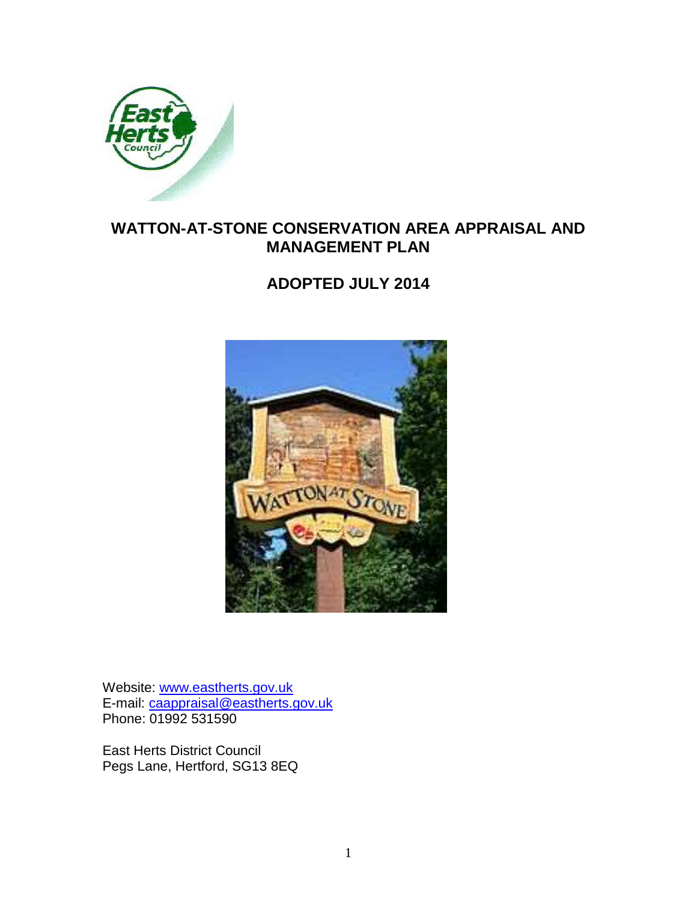# WATTON-AT-STONE CONSERVATION AREA APPRAISAL AND MANAGEMENT PLAN

## ADOPTED JULY 2014

Website: www.eastherts.gov.uk
E-mail: caappraisal@eastherts.gov.uk
Phone: 01992 531590

East Herts District Council
Pegs Lane, Hertford, SG13 8EQ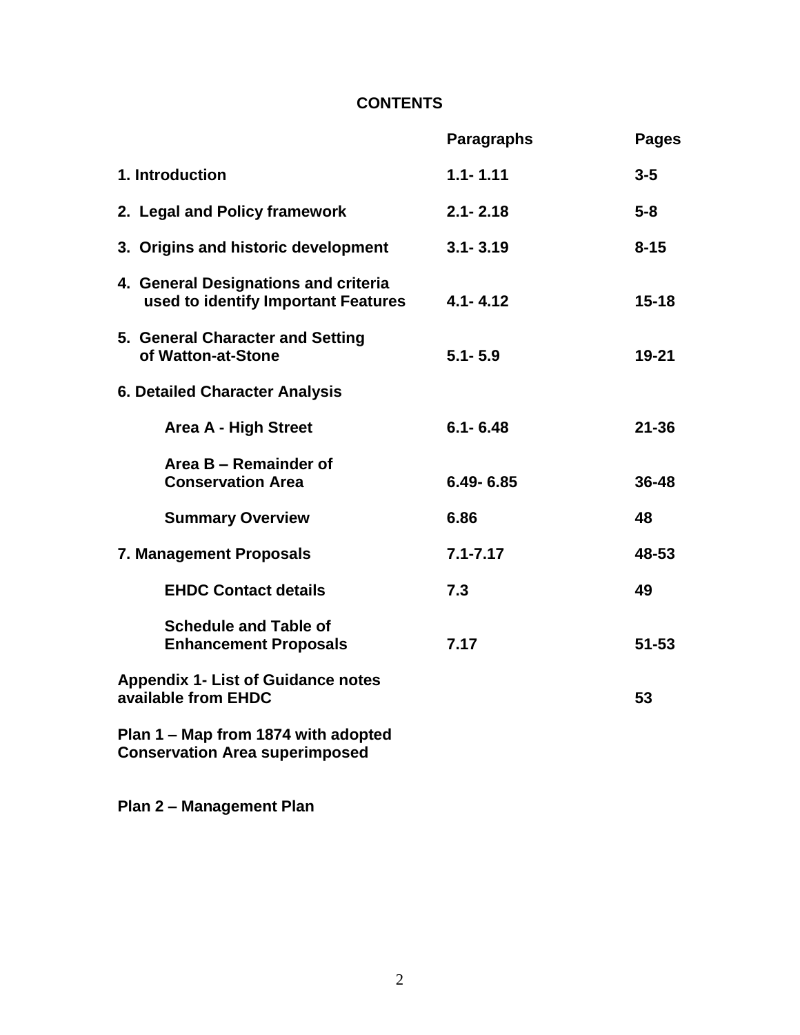# CONTENTS

| | Paragraphs | Pages |
|---|---|---|
| **1. Introduction** | **1.1- 1.11** | **3-5** |
| **2. Legal and Policy framework** | **2.1- 2.18** | **5-8** |
| **3. Origins and historic development** | **3.1- 3.19** | **8-15** |
| **4. General Designations and criteria used to identify Important Features** | **4.1- 4.12** | **15-18** |
| **5. General Character and Setting of Watton-at-Stone** | **5.1- 5.9** | **19-21** |
| **6. Detailed Character Analysis** | | |
| **Area A - High Street** | **6.1- 6.48** | **21-36** |
| **Area B – Remainder of Conservation Area** | **6.49- 6.85** | **36-48** |
| **Summary Overview** | **6.86** | **48** |
| **7. Management Proposals** | **7.1-7.17** | **48-53** |
| **EHDC Contact details** | **7.3** | **49** |
| **Schedule and Table of Enhancement Proposals** | **7.17** | **51-53** |
| **Appendix 1- List of Guidance notes available from EHDC** | | **53** |
| **Plan 1 – Map from 1874 with adopted Conservation Area superimposed** | | |
| **Plan 2 – Management Plan** | | |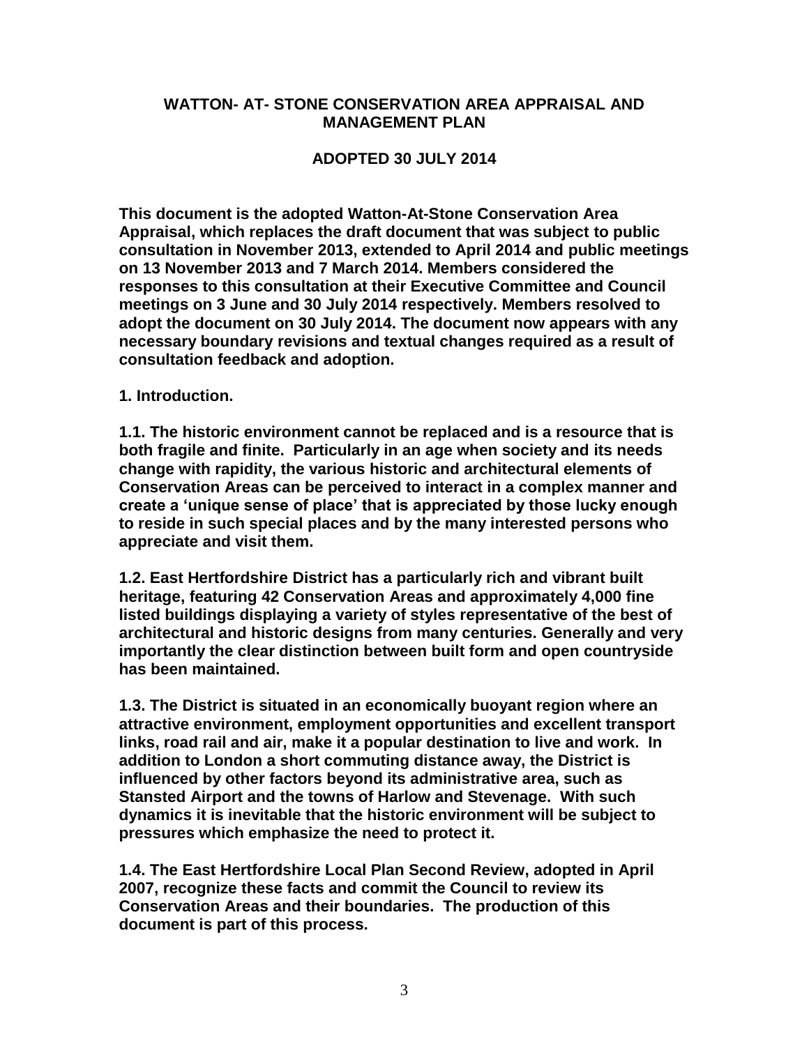# WATTON- AT- STONE CONSERVATION AREA APPRAISAL AND MANAGEMENT PLAN

## ADOPTED 30 JULY 2014

**This document is the adopted Watton-At-Stone Conservation Area Appraisal, which replaces the draft document that was subject to public consultation in November 2013, extended to April 2014 and public meetings on 13 November 2013 and 7 March 2014. Members considered the responses to this consultation at their Executive Committee and Council meetings on 3 June and 30 July 2014 respectively. Members resolved to adopt the document on 30 July 2014. The document now appears with any necessary boundary revisions and textual changes required as a result of consultation feedback and adoption.**

## 1. Introduction.

**1.1. The historic environment cannot be replaced and is a resource that is both fragile and finite. Particularly in an age when society and its needs change with rapidity, the various historic and architectural elements of Conservation Areas can be perceived to interact in a complex manner and create a 'unique sense of place' that is appreciated by those lucky enough to reside in such special places and by the many interested persons who appreciate and visit them.**

**1.2. East Hertfordshire District has a particularly rich and vibrant built heritage, featuring 42 Conservation Areas and approximately 4,000 fine listed buildings displaying a variety of styles representative of the best of architectural and historic designs from many centuries. Generally and very importantly the clear distinction between built form and open countryside has been maintained.**

**1.3. The District is situated in an economically buoyant region where an attractive environment, employment opportunities and excellent transport links, road rail and air, make it a popular destination to live and work. In addition to London a short commuting distance away, the District is influenced by other factors beyond its administrative area, such as Stansted Airport and the towns of Harlow and Stevenage. With such dynamics it is inevitable that the historic environment will be subject to pressures which emphasize the need to protect it.**

**1.4. The East Hertfordshire Local Plan Second Review, adopted in April 2007, recognize these facts and commit the Council to review its Conservation Areas and their boundaries. The production of this document is part of this process.**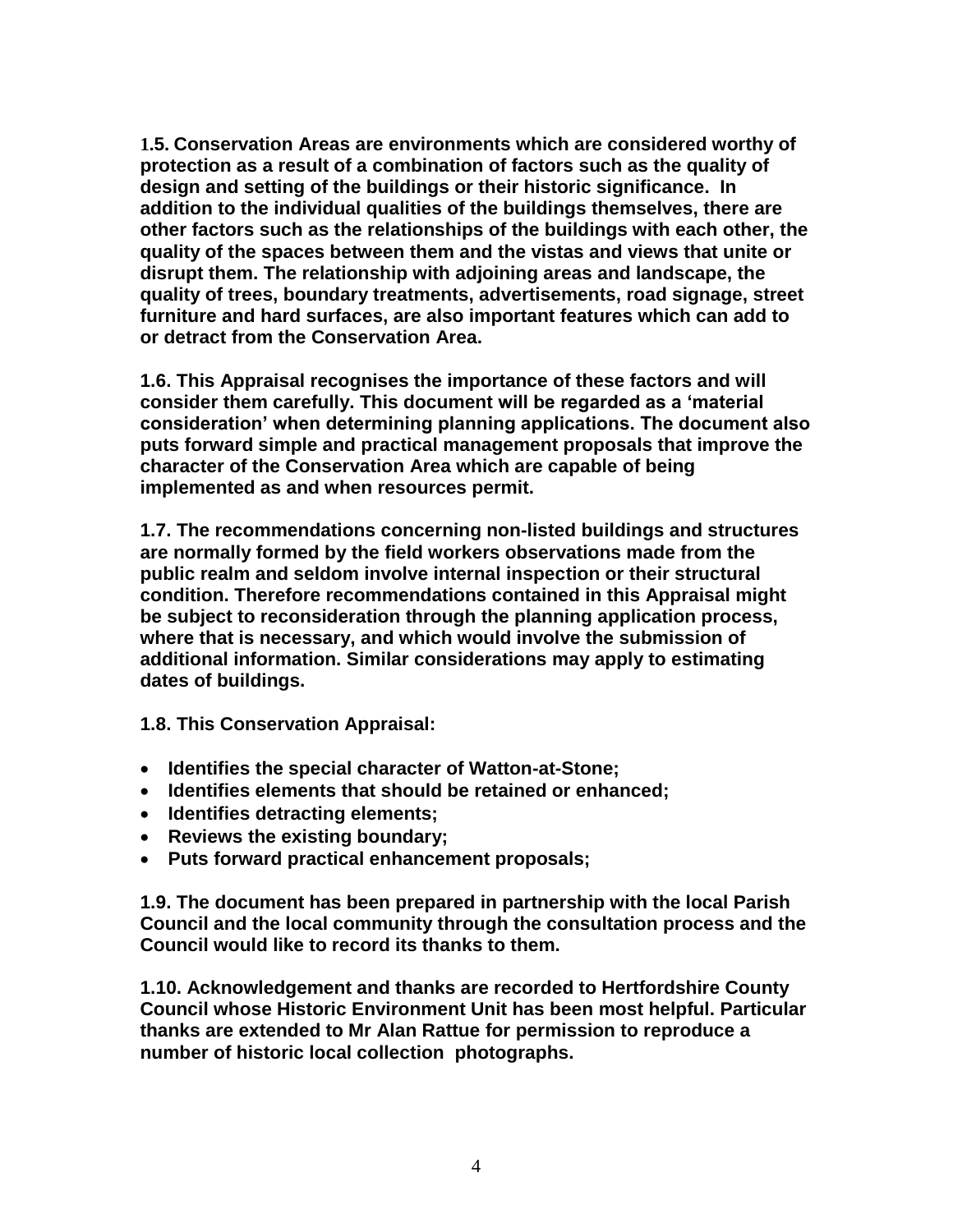**1.5. Conservation Areas are environments which are considered worthy of protection as a result of a combination of factors such as the quality of design and setting of the buildings or their historic significance. In addition to the individual qualities of the buildings themselves, there are other factors such as the relationships of the buildings with each other, the quality of the spaces between them and the vistas and views that unite or disrupt them. The relationship with adjoining areas and landscape, the quality of trees, boundary treatments, advertisements, road signage, street furniture and hard surfaces, are also important features which can add to or detract from the Conservation Area.**

**1.6. This Appraisal recognises the importance of these factors and will consider them carefully. This document will be regarded as a 'material consideration' when determining planning applications. The document also puts forward simple and practical management proposals that improve the character of the Conservation Area which are capable of being implemented as and when resources permit.**

**1.7. The recommendations concerning non-listed buildings and structures are normally formed by the field workers observations made from the public realm and seldom involve internal inspection or their structural condition. Therefore recommendations contained in this Appraisal might be subject to reconsideration through the planning application process, where that is necessary, and which would involve the submission of additional information. Similar considerations may apply to estimating dates of buildings.**

**1.8. This Conservation Appraisal:**

- **Identifies the special character of Watton-at-Stone;**
- **Identifies elements that should be retained or enhanced;**
- **Identifies detracting elements;**
- **Reviews the existing boundary;**
- **Puts forward practical enhancement proposals;**

**1.9. The document has been prepared in partnership with the local Parish Council and the local community through the consultation process and the Council would like to record its thanks to them.**

**1.10. Acknowledgement and thanks are recorded to Hertfordshire County Council whose Historic Environment Unit has been most helpful. Particular thanks are extended to Mr Alan Rattue for permission to reproduce a number of historic local collection photographs.**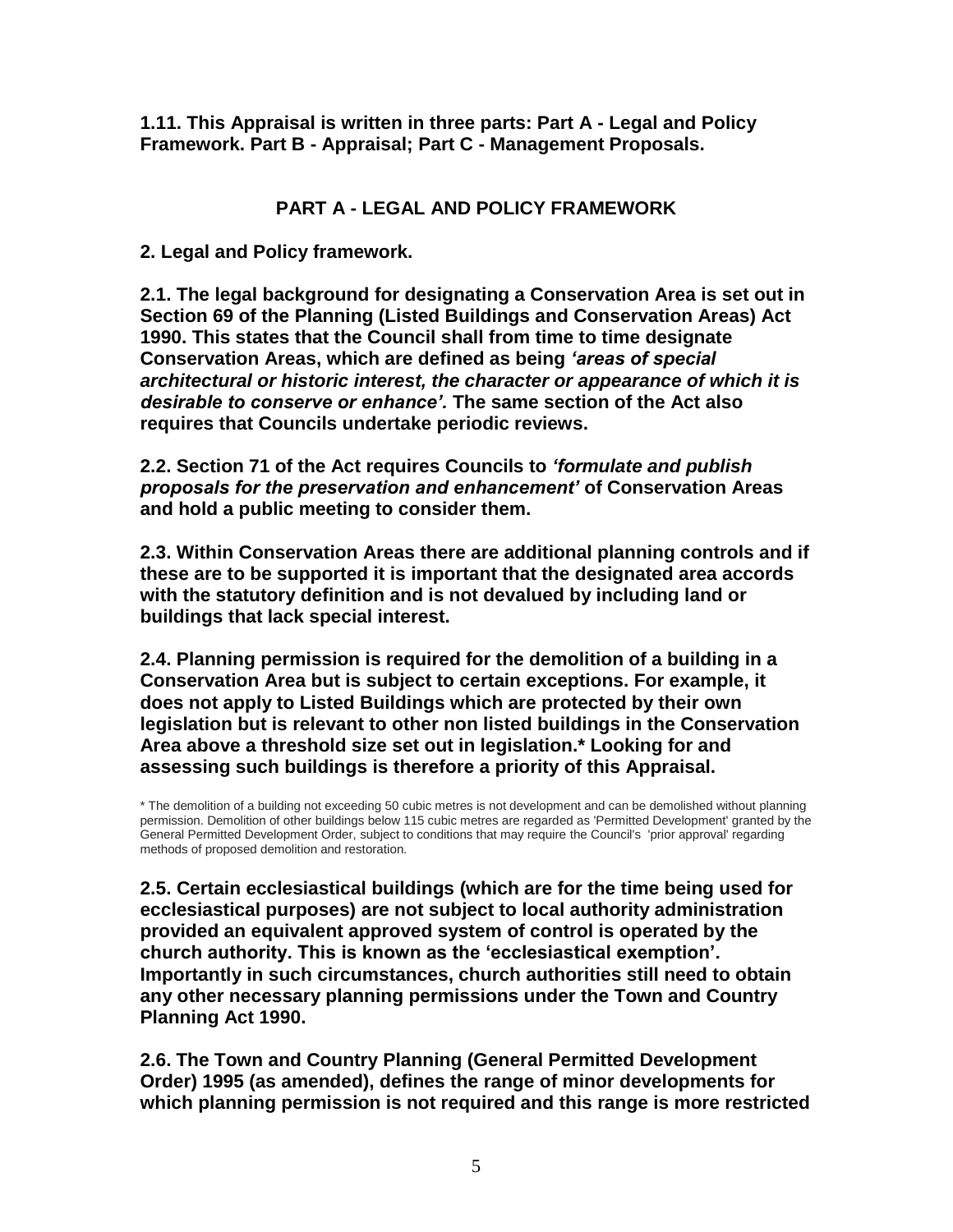**1.11. This Appraisal is written in three parts: Part A - Legal and Policy Framework. Part B - Appraisal; Part C - Management Proposals.**

## PART A - LEGAL AND POLICY FRAMEWORK

### 2. Legal and Policy framework.

**2.1. The legal background for designating a Conservation Area is set out in Section 69 of the Planning (Listed Buildings and Conservation Areas) Act 1990. This states that the Council shall from time to time designate Conservation Areas, which are defined as being *'areas of special architectural or historic interest, the character or appearance of which it is desirable to conserve or enhance'*. The same section of the Act also requires that Councils undertake periodic reviews.**

**2.2. Section 71 of the Act requires Councils to *'formulate and publish proposals for the preservation and enhancement'* of Conservation Areas and hold a public meeting to consider them.**

**2.3. Within Conservation Areas there are additional planning controls and if these are to be supported it is important that the designated area accords with the statutory definition and is not devalued by including land or buildings that lack special interest.**

**2.4. Planning permission is required for the demolition of a building in a Conservation Area but is subject to certain exceptions. For example, it does not apply to Listed Buildings which are protected by their own legislation but is relevant to other non listed buildings in the Conservation Area above a threshold size set out in legislation.* Looking for and assessing such buildings is therefore a priority of this Appraisal.**

* The demolition of a building not exceeding 50 cubic metres is not development and can be demolished without planning permission. Demolition of other buildings below 115 cubic metres are regarded as 'Permitted Development' granted by the General Permitted Development Order, subject to conditions that may require the Council's 'prior approval' regarding methods of proposed demolition and restoration.

**2.5. Certain ecclesiastical buildings (which are for the time being used for ecclesiastical purposes) are not subject to local authority administration provided an equivalent approved system of control is operated by the church authority. This is known as the 'ecclesiastical exemption'. Importantly in such circumstances, church authorities still need to obtain any other necessary planning permissions under the Town and Country Planning Act 1990.**

**2.6. The Town and Country Planning (General Permitted Development Order) 1995 (as amended), defines the range of minor developments for which planning permission is not required and this range is more restricted**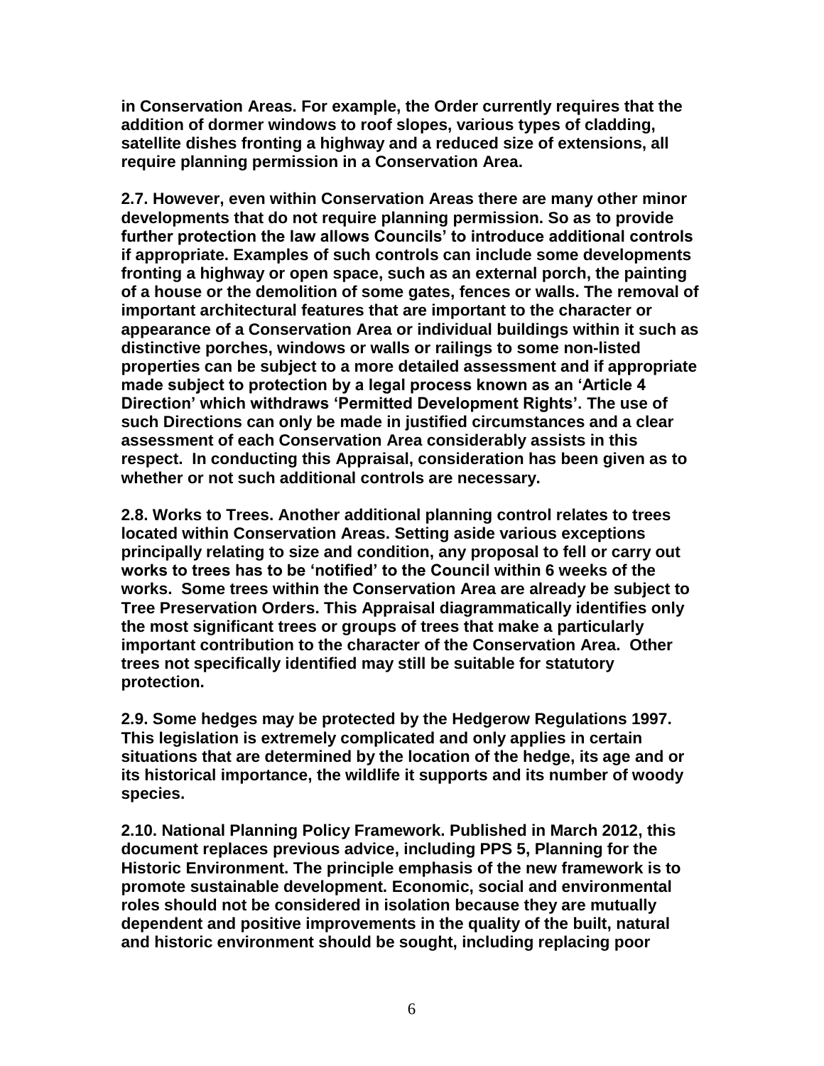**in Conservation Areas. For example, the Order currently requires that the addition of dormer windows to roof slopes, various types of cladding, satellite dishes fronting a highway and a reduced size of extensions, all require planning permission in a Conservation Area.**

**2.7. However, even within Conservation Areas there are many other minor developments that do not require planning permission. So as to provide further protection the law allows Councils' to introduce additional controls if appropriate. Examples of such controls can include some developments fronting a highway or open space, such as an external porch, the painting of a house or the demolition of some gates, fences or walls. The removal of important architectural features that are important to the character or appearance of a Conservation Area or individual buildings within it such as distinctive porches, windows or walls or railings to some non-listed properties can be subject to a more detailed assessment and if appropriate made subject to protection by a legal process known as an 'Article 4 Direction' which withdraws 'Permitted Development Rights'. The use of such Directions can only be made in justified circumstances and a clear assessment of each Conservation Area considerably assists in this respect. In conducting this Appraisal, consideration has been given as to whether or not such additional controls are necessary.**

**2.8. Works to Trees. Another additional planning control relates to trees located within Conservation Areas. Setting aside various exceptions principally relating to size and condition, any proposal to fell or carry out works to trees has to be 'notified' to the Council within 6 weeks of the works. Some trees within the Conservation Area are already be subject to Tree Preservation Orders. This Appraisal diagrammatically identifies only the most significant trees or groups of trees that make a particularly important contribution to the character of the Conservation Area. Other trees not specifically identified may still be suitable for statutory protection.**

**2.9. Some hedges may be protected by the Hedgerow Regulations 1997. This legislation is extremely complicated and only applies in certain situations that are determined by the location of the hedge, its age and or its historical importance, the wildlife it supports and its number of woody species.**

**2.10. National Planning Policy Framework. Published in March 2012, this document replaces previous advice, including PPS 5, Planning for the Historic Environment. The principle emphasis of the new framework is to promote sustainable development. Economic, social and environmental roles should not be considered in isolation because they are mutually dependent and positive improvements in the quality of the built, natural and historic environment should be sought, including replacing poor**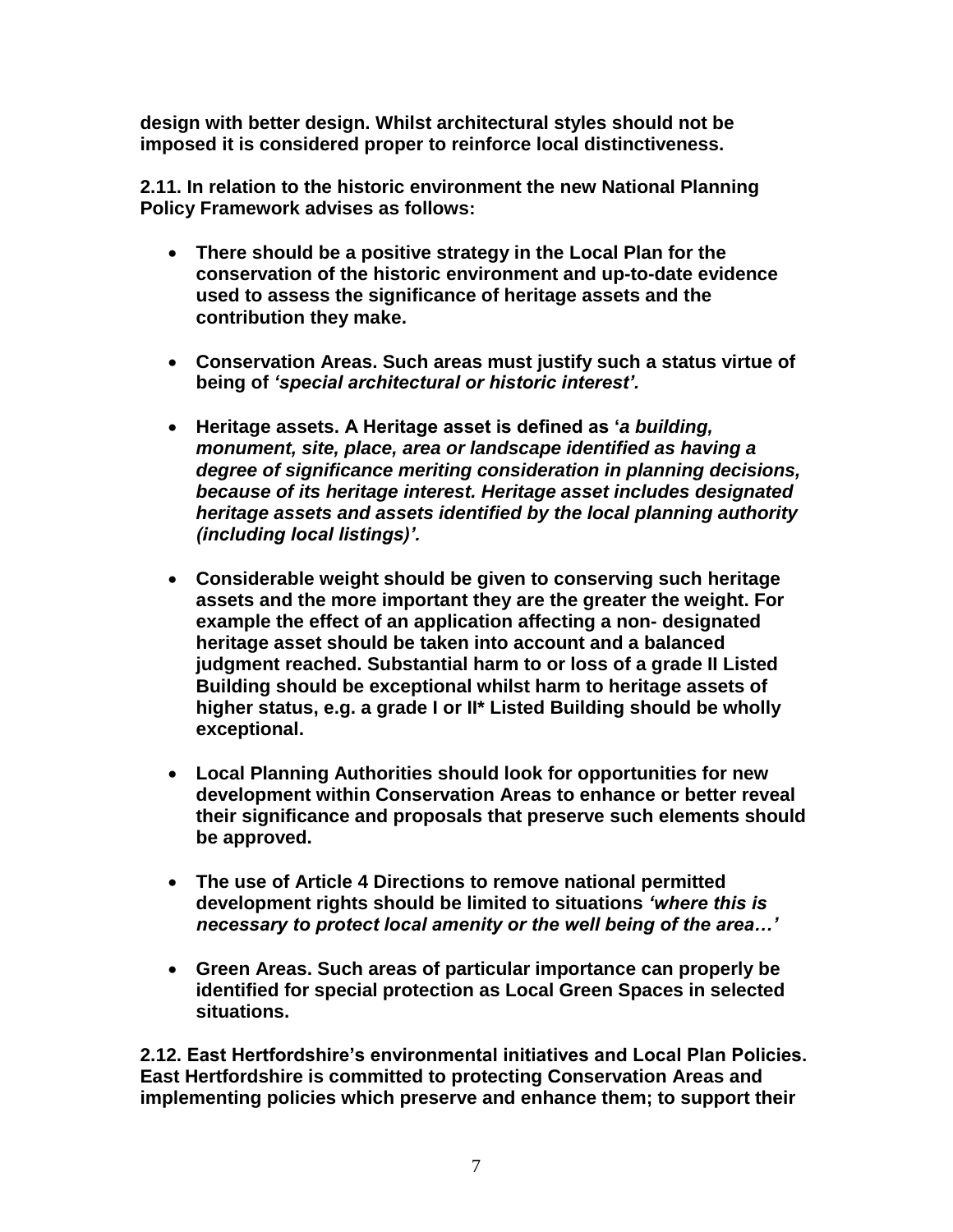**design with better design. Whilst architectural styles should not be imposed it is considered proper to reinforce local distinctiveness.**

**2.11. In relation to the historic environment the new National Planning Policy Framework advises as follows:**

- **There should be a positive strategy in the Local Plan for the conservation of the historic environment and up-to-date evidence used to assess the significance of heritage assets and the contribution they make.**

- **Conservation Areas. Such areas must justify such a status virtue of being of *'special architectural or historic interest'.***

- **Heritage assets. A Heritage asset is defined as '*a building, monument, site, place, area or landscape identified as having a degree of significance meriting consideration in planning decisions, because of its heritage interest. Heritage asset includes designated heritage assets and assets identified by the local planning authority (including local listings)'.***

- **Considerable weight should be given to conserving such heritage assets and the more important they are the greater the weight. For example the effect of an application affecting a non- designated heritage asset should be taken into account and a balanced judgment reached. Substantial harm to or loss of a grade II Listed Building should be exceptional whilst harm to heritage assets of higher status, e.g. a grade I or II* Listed Building should be wholly exceptional.**

- **Local Planning Authorities should look for opportunities for new development within Conservation Areas to enhance or better reveal their significance and proposals that preserve such elements should be approved.**

- **The use of Article 4 Directions to remove national permitted development rights should be limited to situations *'where this is necessary to protect local amenity or the well being of the area…'***

- **Green Areas. Such areas of particular importance can properly be identified for special protection as Local Green Spaces in selected situations.**

**2.12. East Hertfordshire's environmental initiatives and Local Plan Policies. East Hertfordshire is committed to protecting Conservation Areas and implementing policies which preserve and enhance them; to support their**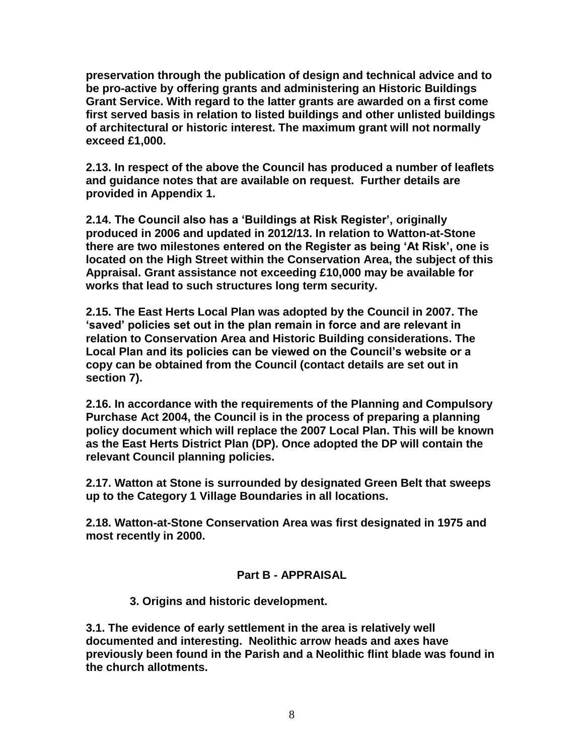**preservation through the publication of design and technical advice and to be pro-active by offering grants and administering an Historic Buildings Grant Service. With regard to the latter grants are awarded on a first come first served basis in relation to listed buildings and other unlisted buildings of architectural or historic interest. The maximum grant will not normally exceed £1,000.**

**2.13. In respect of the above the Council has produced a number of leaflets and guidance notes that are available on request. Further details are provided in Appendix 1.**

**2.14. The Council also has a 'Buildings at Risk Register', originally produced in 2006 and updated in 2012/13. In relation to Watton-at-Stone there are two milestones entered on the Register as being 'At Risk', one is located on the High Street within the Conservation Area, the subject of this Appraisal. Grant assistance not exceeding £10,000 may be available for works that lead to such structures long term security.**

**2.15. The East Herts Local Plan was adopted by the Council in 2007. The 'saved' policies set out in the plan remain in force and are relevant in relation to Conservation Area and Historic Building considerations. The Local Plan and its policies can be viewed on the Council's website or a copy can be obtained from the Council (contact details are set out in section 7).**

**2.16. In accordance with the requirements of the Planning and Compulsory Purchase Act 2004, the Council is in the process of preparing a planning policy document which will replace the 2007 Local Plan. This will be known as the East Herts District Plan (DP). Once adopted the DP will contain the relevant Council planning policies.**

**2.17. Watton at Stone is surrounded by designated Green Belt that sweeps up to the Category 1 Village Boundaries in all locations.**

**2.18. Watton-at-Stone Conservation Area was first designated in 1975 and most recently in 2000.**

## Part B - APPRAISAL

### 3. Origins and historic development.

**3.1. The evidence of early settlement in the area is relatively well documented and interesting. Neolithic arrow heads and axes have previously been found in the Parish and a Neolithic flint blade was found in the church allotments.**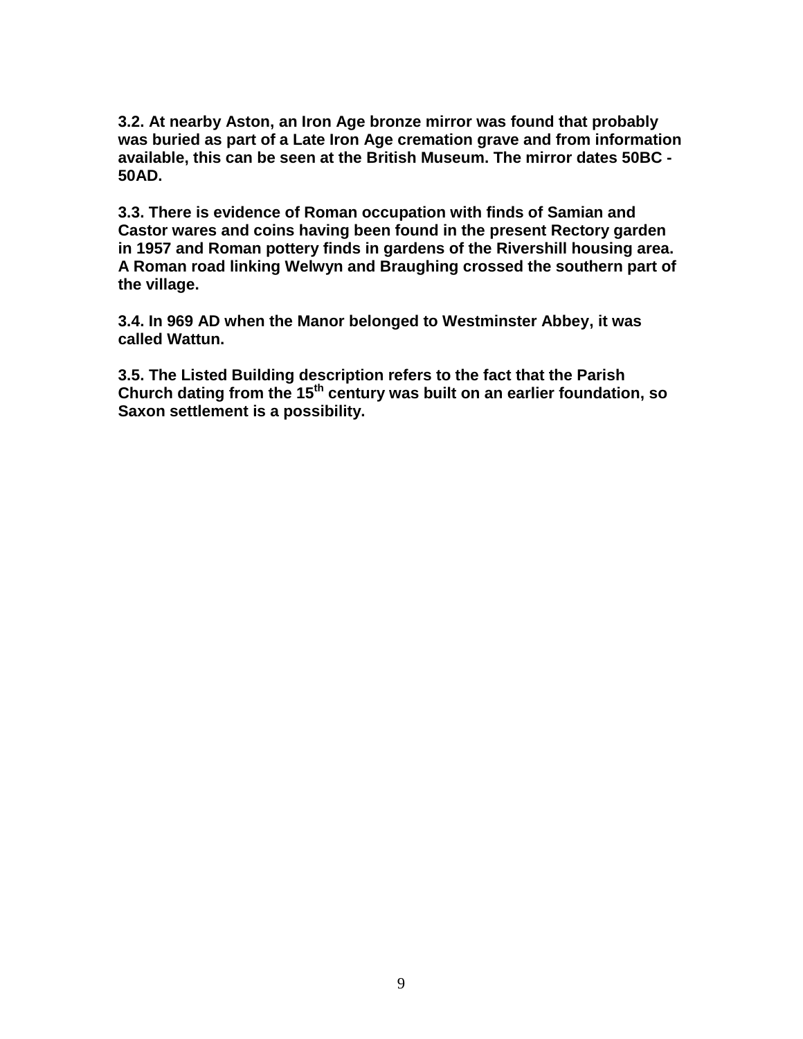**3.2. At nearby Aston, an Iron Age bronze mirror was found that probably was buried as part of a Late Iron Age cremation grave and from information available, this can be seen at the British Museum. The mirror dates 50BC - 50AD.**

**3.3. There is evidence of Roman occupation with finds of Samian and Castor wares and coins having been found in the present Rectory garden in 1957 and Roman pottery finds in gardens of the Rivershill housing area. A Roman road linking Welwyn and Braughing crossed the southern part of the village.**

**3.4. In 969 AD when the Manor belonged to Westminster Abbey, it was called Wattun.**

**3.5. The Listed Building description refers to the fact that the Parish Church dating from the 15th century was built on an earlier foundation, so Saxon settlement is a possibility.**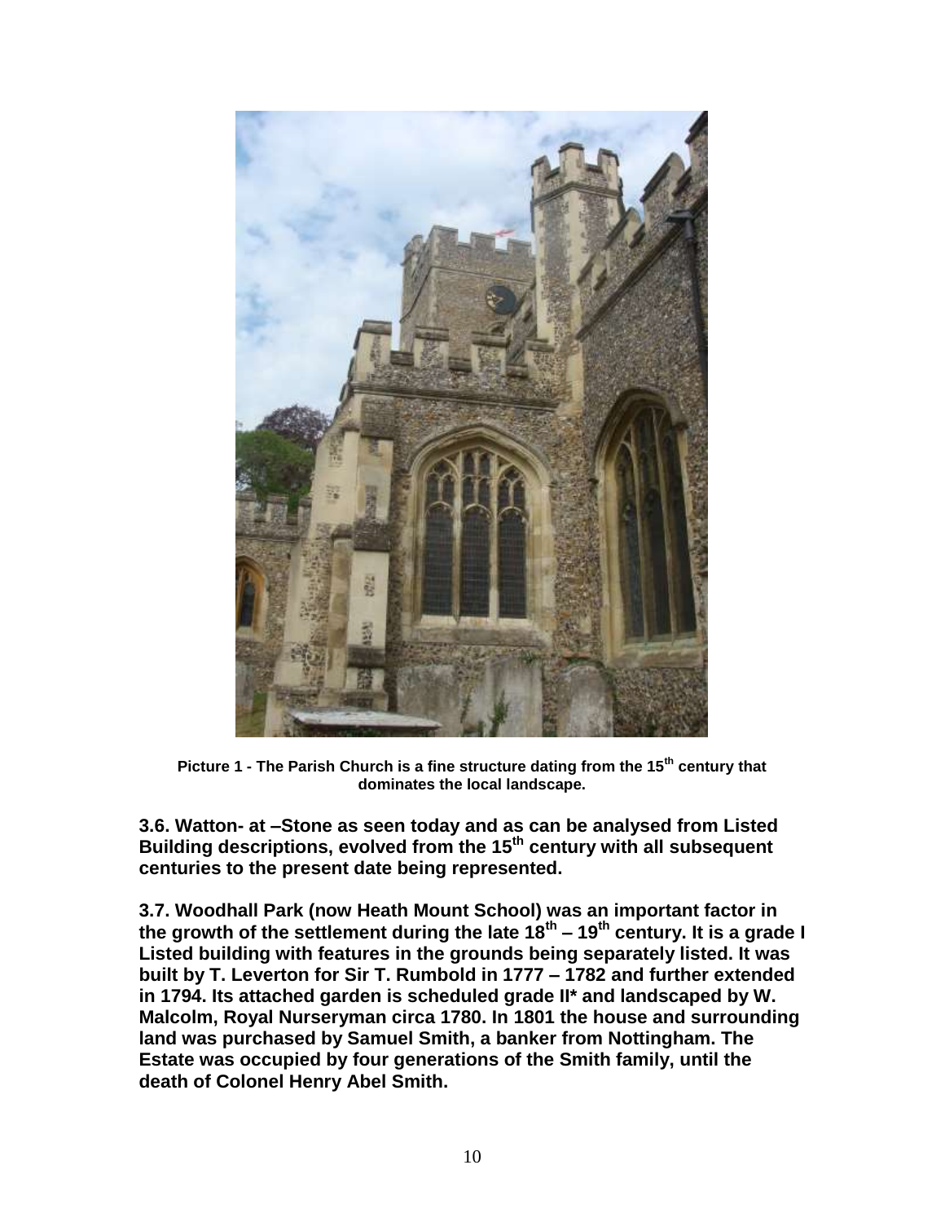**Picture 1 - The Parish Church is a fine structure dating from the 15th century that dominates the local landscape.**

**3.6. Watton- at –Stone as seen today and as can be analysed from Listed Building descriptions, evolved from the 15th century with all subsequent centuries to the present date being represented.**

**3.7. Woodhall Park (now Heath Mount School) was an important factor in the growth of the settlement during the late 18th – 19th century. It is a grade I Listed building with features in the grounds being separately listed. It was built by T. Leverton for Sir T. Rumbold in 1777 – 1782 and further extended in 1794. Its attached garden is scheduled grade II* and landscaped by W. Malcolm, Royal Nurseryman circa 1780. In 1801 the house and surrounding land was purchased by Samuel Smith, a banker from Nottingham. The Estate was occupied by four generations of the Smith family, until the death of Colonel Henry Abel Smith.**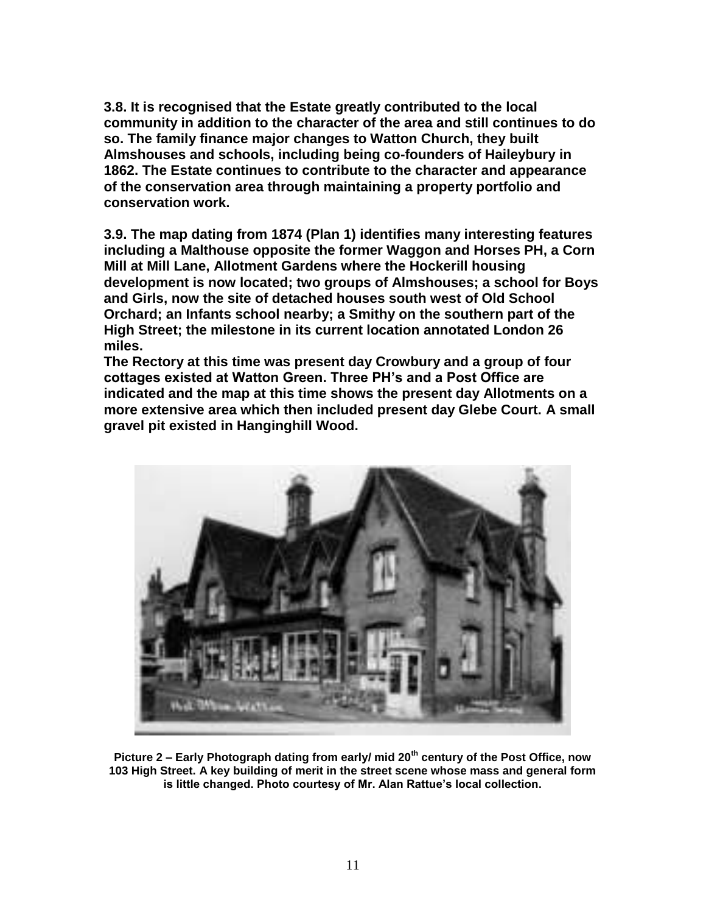**3.8. It is recognised that the Estate greatly contributed to the local community in addition to the character of the area and still continues to do so. The family finance major changes to Watton Church, they built Almshouses and schools, including being co-founders of Haileybury in 1862. The Estate continues to contribute to the character and appearance of the conservation area through maintaining a property portfolio and conservation work.**

**3.9. The map dating from 1874 (Plan 1) identifies many interesting features including a Malthouse opposite the former Waggon and Horses PH, a Corn Mill at Mill Lane, Allotment Gardens where the Hockerill housing development is now located; two groups of Almshouses; a school for Boys and Girls, now the site of detached houses south west of Old School Orchard; an Infants school nearby; a Smithy on the southern part of the High Street; the milestone in its current location annotated London 26 miles.**
**The Rectory at this time was present day Crowbury and a group of four cottages existed at Watton Green. Three PH's and a Post Office are indicated and the map at this time shows the present day Allotments on a more extensive area which then included present day Glebe Court. A small gravel pit existed in Hanginghill Wood.**

**Picture 2 – Early Photograph dating from early/ mid 20th century of the Post Office, now 103 High Street. A key building of merit in the street scene whose mass and general form is little changed. Photo courtesy of Mr. Alan Rattue's local collection.**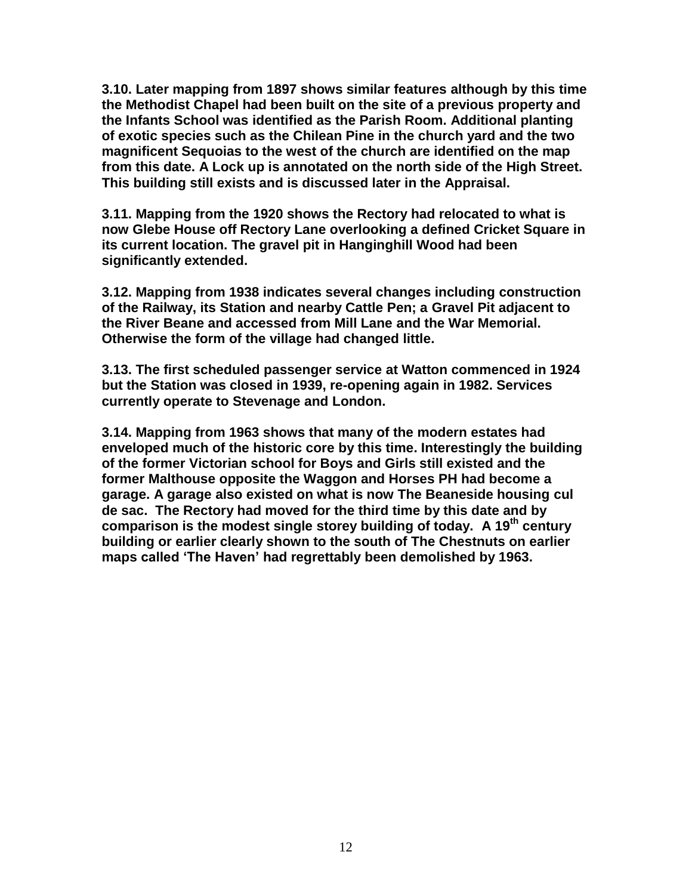**3.10. Later mapping from 1897 shows similar features although by this time the Methodist Chapel had been built on the site of a previous property and the Infants School was identified as the Parish Room. Additional planting of exotic species such as the Chilean Pine in the church yard and the two magnificent Sequoias to the west of the church are identified on the map from this date. A Lock up is annotated on the north side of the High Street. This building still exists and is discussed later in the Appraisal.**

**3.11. Mapping from the 1920 shows the Rectory had relocated to what is now Glebe House off Rectory Lane overlooking a defined Cricket Square in its current location. The gravel pit in Hanginghill Wood had been significantly extended.**

**3.12. Mapping from 1938 indicates several changes including construction of the Railway, its Station and nearby Cattle Pen; a Gravel Pit adjacent to the River Beane and accessed from Mill Lane and the War Memorial. Otherwise the form of the village had changed little.**

**3.13. The first scheduled passenger service at Watton commenced in 1924 but the Station was closed in 1939, re-opening again in 1982. Services currently operate to Stevenage and London.**

**3.14. Mapping from 1963 shows that many of the modern estates had enveloped much of the historic core by this time. Interestingly the building of the former Victorian school for Boys and Girls still existed and the former Malthouse opposite the Waggon and Horses PH had become a garage. A garage also existed on what is now The Beaneside housing cul de sac. The Rectory had moved for the third time by this date and by comparison is the modest single storey building of today. A 19th century building or earlier clearly shown to the south of The Chestnuts on earlier maps called 'The Haven' had regrettably been demolished by 1963.**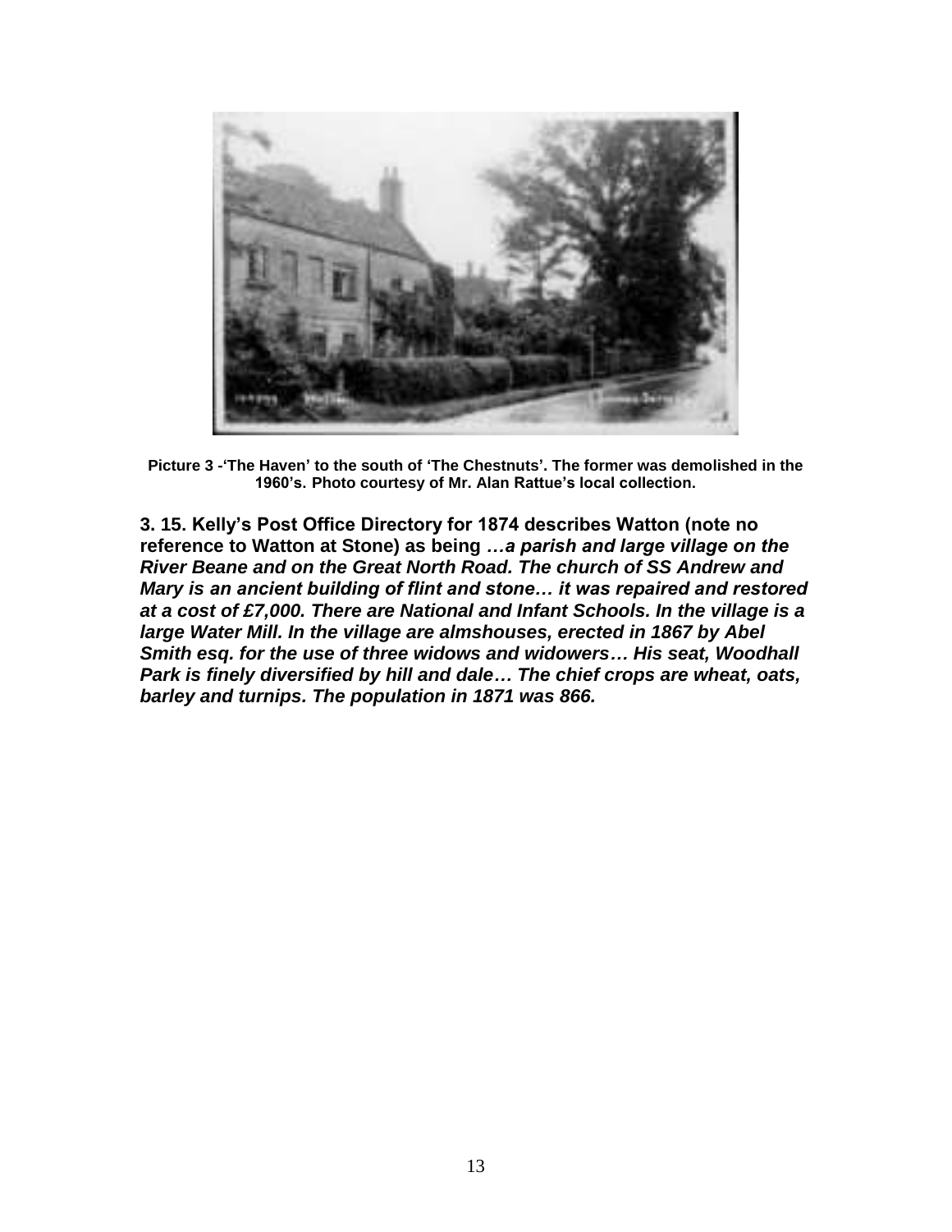**Picture 3 -'The Haven' to the south of 'The Chestnuts'. The former was demolished in the 1960's. Photo courtesy of Mr. Alan Rattue's local collection.**

**3. 15. Kelly's Post Office Directory for 1874 describes Watton (note no reference to Watton at Stone) as being *…a parish and large village on the River Beane and on the Great North Road. The church of SS Andrew and Mary is an ancient building of flint and stone… it was repaired and restored at a cost of £7,000. There are National and Infant Schools. In the village is a large Water Mill. In the village are almshouses, erected in 1867 by Abel Smith esq. for the use of three widows and widowers… His seat, Woodhall Park is finely diversified by hill and dale… The chief crops are wheat, oats, barley and turnips. The population in 1871 was 866.***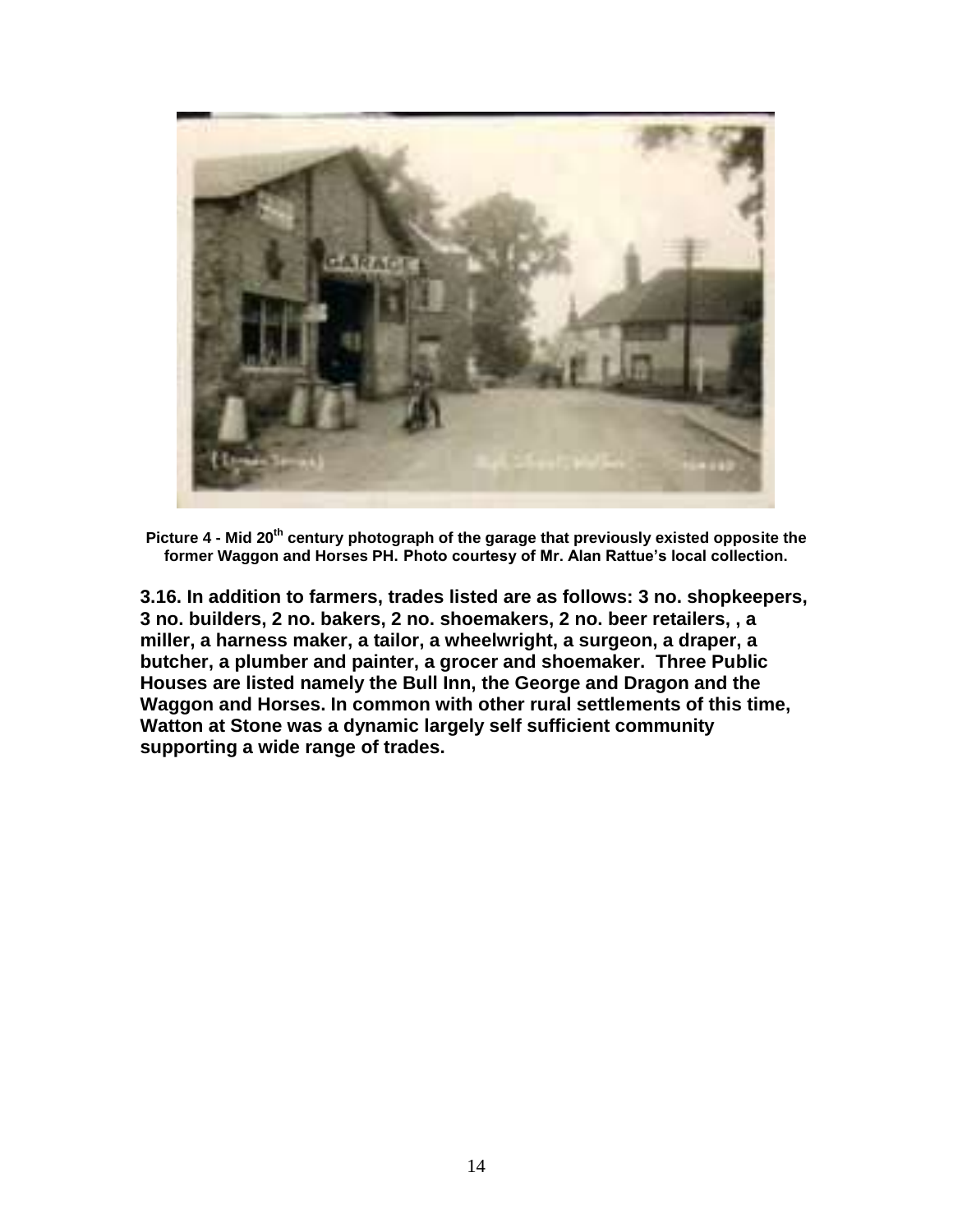**Picture 4 - Mid 20th century photograph of the garage that previously existed opposite the former Waggon and Horses PH. Photo courtesy of Mr. Alan Rattue's local collection.**

**3.16. In addition to farmers, trades listed are as follows: 3 no. shopkeepers, 3 no. builders, 2 no. bakers, 2 no. shoemakers, 2 no. beer retailers, , a miller, a harness maker, a tailor, a wheelwright, a surgeon, a draper, a butcher, a plumber and painter, a grocer and shoemaker. Three Public Houses are listed namely the Bull Inn, the George and Dragon and the Waggon and Horses. In common with other rural settlements of this time, Watton at Stone was a dynamic largely self sufficient community supporting a wide range of trades.**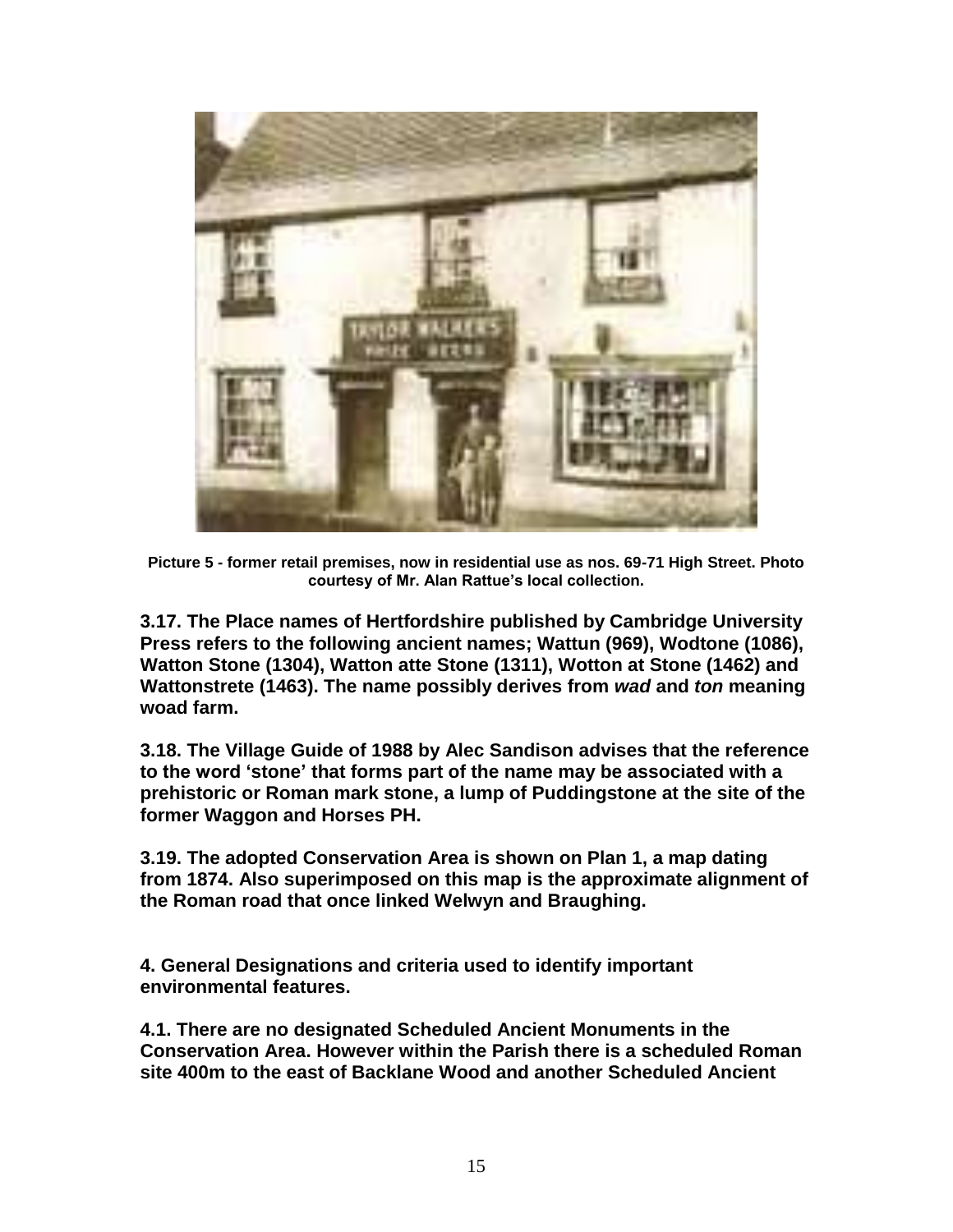**Picture 5 - former retail premises, now in residential use as nos. 69-71 High Street. Photo courtesy of Mr. Alan Rattue's local collection.**

**3.17. The Place names of Hertfordshire published by Cambridge University Press refers to the following ancient names; Wattun (969), Wodtone (1086), Watton Stone (1304), Watton atte Stone (1311), Wotton at Stone (1462) and Wattonstrete (1463). The name possibly derives from *wad* and *ton* meaning woad farm.**

**3.18. The Village Guide of 1988 by Alec Sandison advises that the reference to the word 'stone' that forms part of the name may be associated with a prehistoric or Roman mark stone, a lump of Puddingstone at the site of the former Waggon and Horses PH.**

**3.19. The adopted Conservation Area is shown on Plan 1, a map dating from 1874. Also superimposed on this map is the approximate alignment of the Roman road that once linked Welwyn and Braughing.**

## 4. General Designations and criteria used to identify important environmental features.

**4.1. There are no designated Scheduled Ancient Monuments in the Conservation Area. However within the Parish there is a scheduled Roman site 400m to the east of Backlane Wood and another Scheduled Ancient**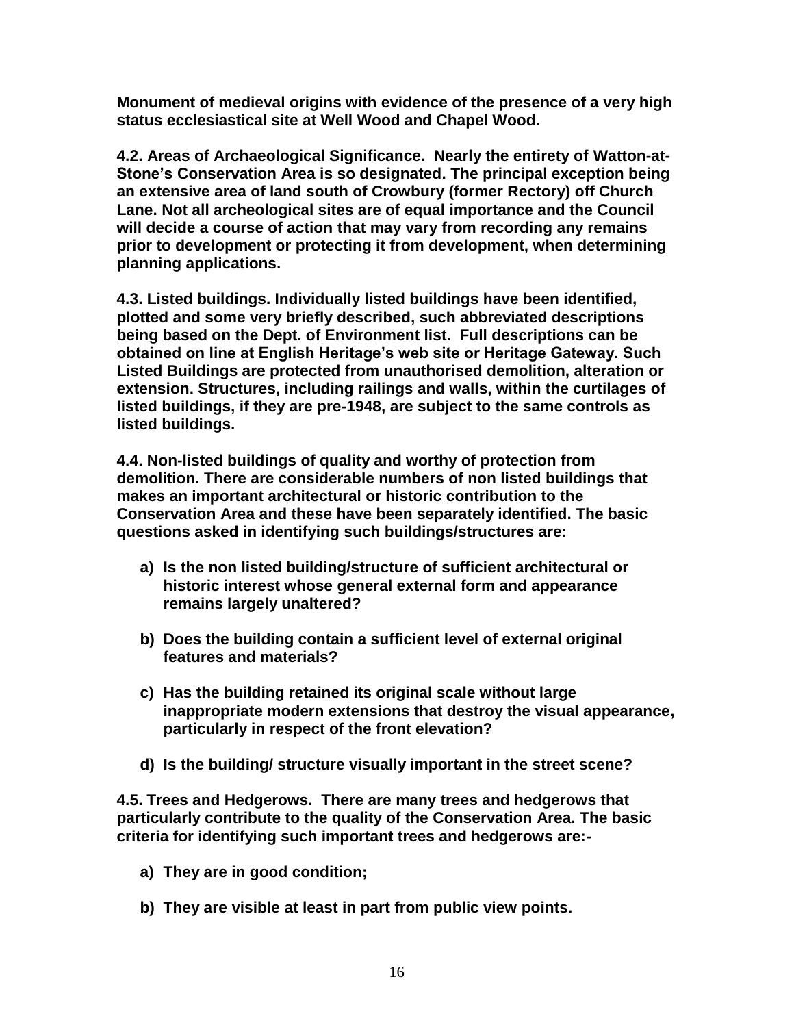**Monument of medieval origins with evidence of the presence of a very high status ecclesiastical site at Well Wood and Chapel Wood.**

**4.2. Areas of Archaeological Significance. Nearly the entirety of Watton-at-Stone's Conservation Area is so designated. The principal exception being an extensive area of land south of Crowbury (former Rectory) off Church Lane. Not all archeological sites are of equal importance and the Council will decide a course of action that may vary from recording any remains prior to development or protecting it from development, when determining planning applications.**

**4.3. Listed buildings. Individually listed buildings have been identified, plotted and some very briefly described, such abbreviated descriptions being based on the Dept. of Environment list. Full descriptions can be obtained on line at English Heritage's web site or Heritage Gateway. Such Listed Buildings are protected from unauthorised demolition, alteration or extension. Structures, including railings and walls, within the curtilages of listed buildings, if they are pre-1948, are subject to the same controls as listed buildings.**

**4.4. Non-listed buildings of quality and worthy of protection from demolition. There are considerable numbers of non listed buildings that makes an important architectural or historic contribution to the Conservation Area and these have been separately identified. The basic questions asked in identifying such buildings/structures are:**

**a) Is the non listed building/structure of sufficient architectural or historic interest whose general external form and appearance remains largely unaltered?**

**b) Does the building contain a sufficient level of external original features and materials?**

**c) Has the building retained its original scale without large inappropriate modern extensions that destroy the visual appearance, particularly in respect of the front elevation?**

**d) Is the building/ structure visually important in the street scene?**

**4.5. Trees and Hedgerows. There are many trees and hedgerows that particularly contribute to the quality of the Conservation Area. The basic criteria for identifying such important trees and hedgerows are:-**

**a) They are in good condition;**

**b) They are visible at least in part from public view points.**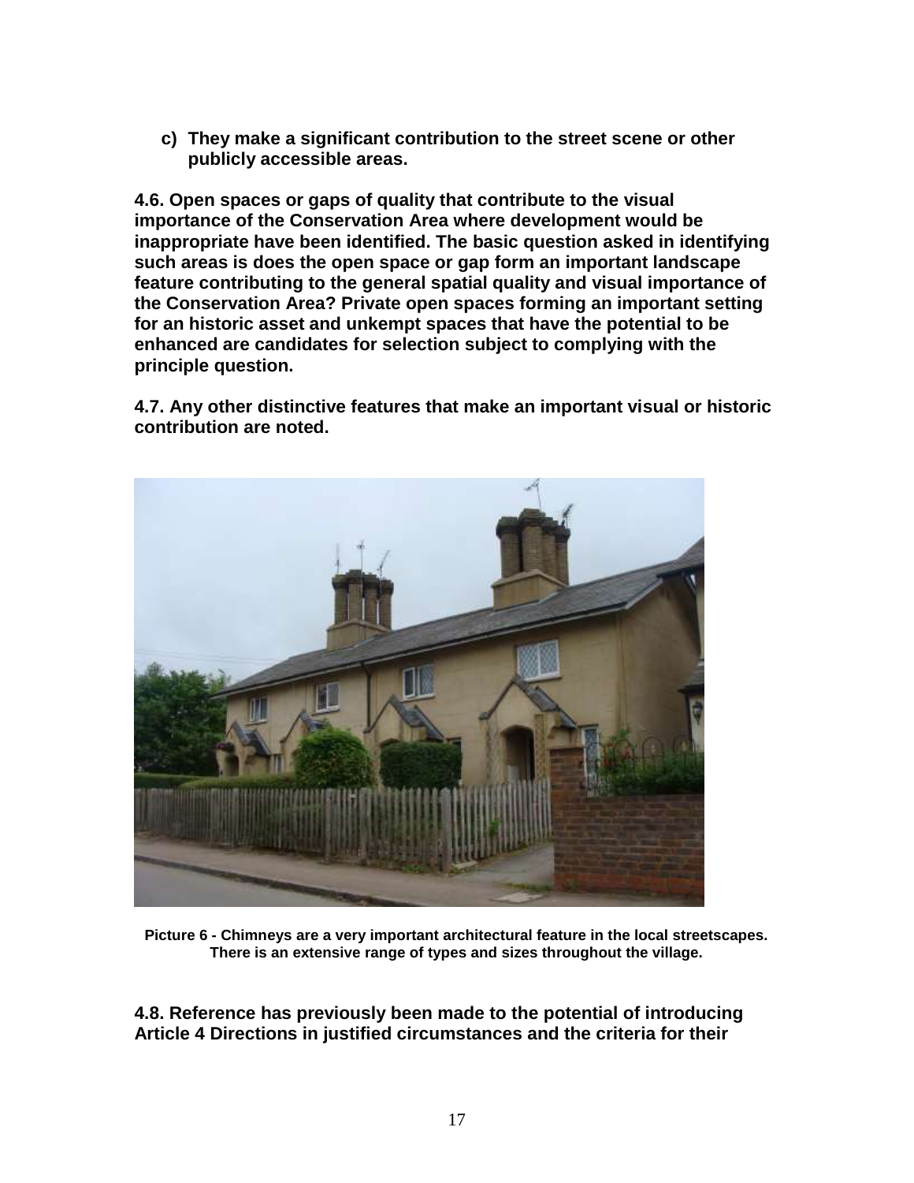c) **They make a significant contribution to the street scene or other publicly accessible areas.**

**4.6. Open spaces or gaps of quality that contribute to the visual importance of the Conservation Area where development would be inappropriate have been identified. The basic question asked in identifying such areas is does the open space or gap form an important landscape feature contributing to the general spatial quality and visual importance of the Conservation Area? Private open spaces forming an important setting for an historic asset and unkempt spaces that have the potential to be enhanced are candidates for selection subject to complying with the principle question.**

**4.7. Any other distinctive features that make an important visual or historic contribution are noted.**

**Picture 6 - Chimneys are a very important architectural feature in the local streetscapes. There is an extensive range of types and sizes throughout the village.**

**4.8. Reference has previously been made to the potential of introducing Article 4 Directions in justified circumstances and the criteria for their**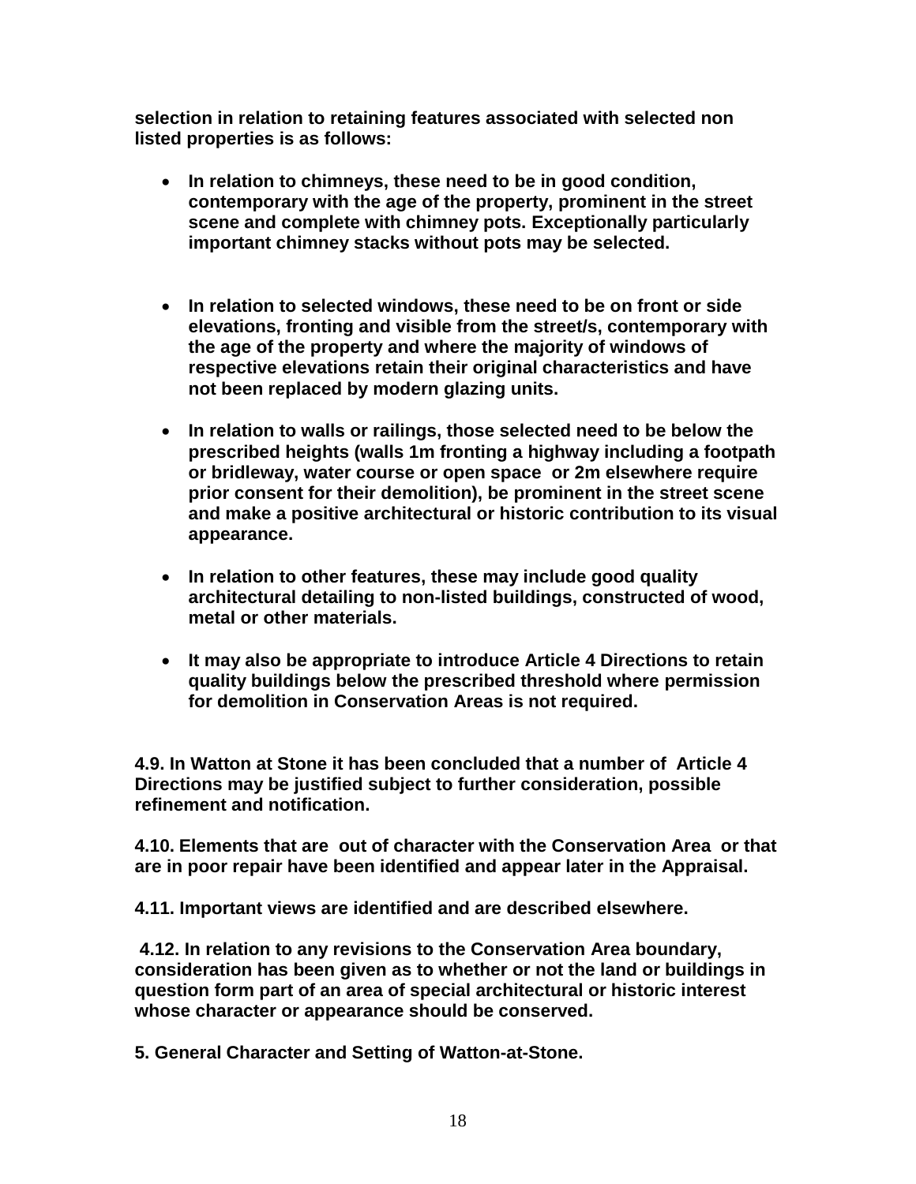**selection in relation to retaining features associated with selected non listed properties is as follows:**

- **In relation to chimneys, these need to be in good condition, contemporary with the age of the property, prominent in the street scene and complete with chimney pots. Exceptionally particularly important chimney stacks without pots may be selected.**

- **In relation to selected windows, these need to be on front or side elevations, fronting and visible from the street/s, contemporary with the age of the property and where the majority of windows of respective elevations retain their original characteristics and have not been replaced by modern glazing units.**

- **In relation to walls or railings, those selected need to be below the prescribed heights (walls 1m fronting a highway including a footpath or bridleway, water course or open space or 2m elsewhere require prior consent for their demolition), be prominent in the street scene and make a positive architectural or historic contribution to its visual appearance.**

- **In relation to other features, these may include good quality architectural detailing to non-listed buildings, constructed of wood, metal or other materials.**

- **It may also be appropriate to introduce Article 4 Directions to retain quality buildings below the prescribed threshold where permission for demolition in Conservation Areas is not required.**

**4.9. In Watton at Stone it has been concluded that a number of Article 4 Directions may be justified subject to further consideration, possible refinement and notification.**

**4.10. Elements that are out of character with the Conservation Area or that are in poor repair have been identified and appear later in the Appraisal.**

**4.11. Important views are identified and are described elsewhere.**

**4.12. In relation to any revisions to the Conservation Area boundary, consideration has been given as to whether or not the land or buildings in question form part of an area of special architectural or historic interest whose character or appearance should be conserved.**

## 5. General Character and Setting of Watton-at-Stone.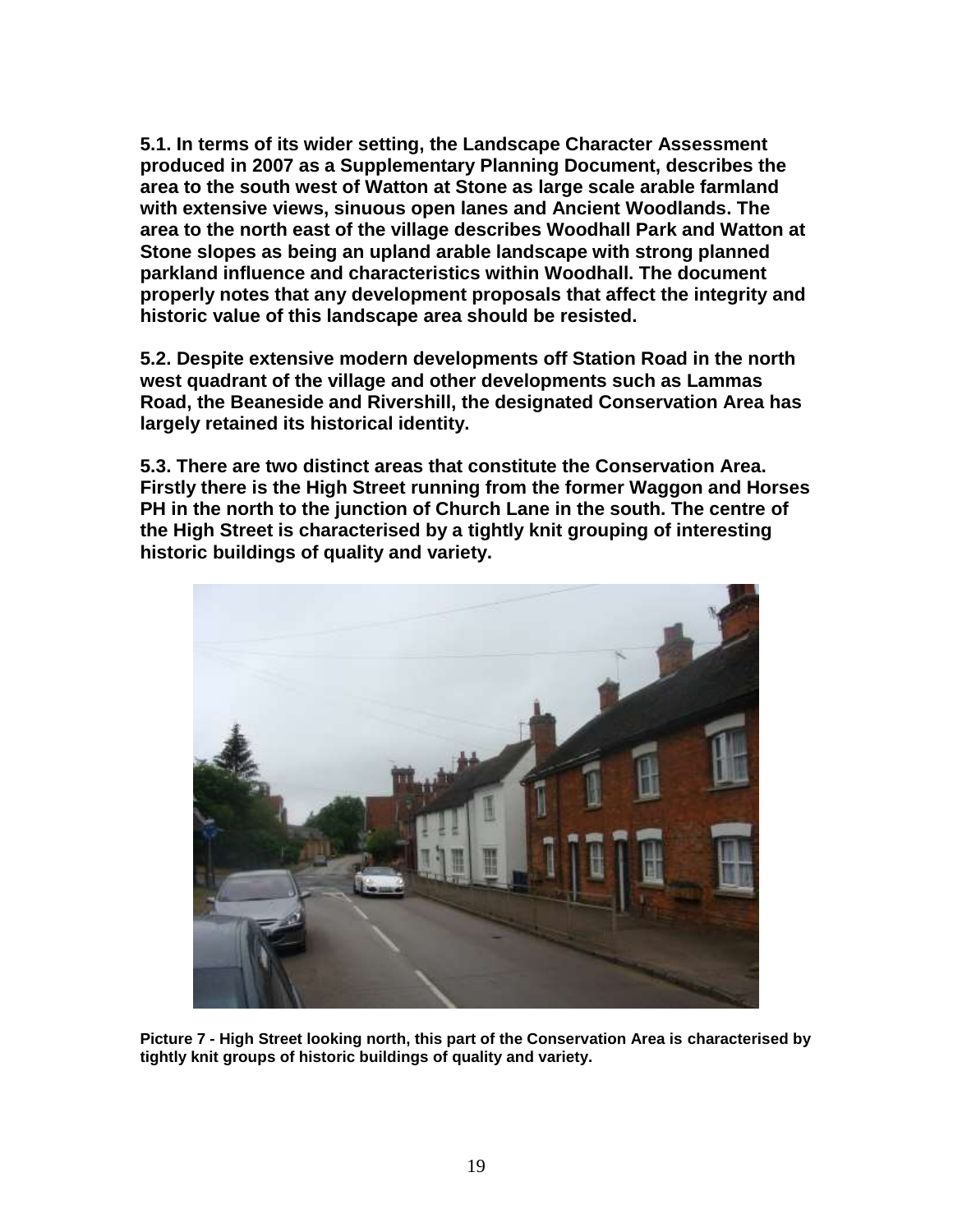**5.1. In terms of its wider setting, the Landscape Character Assessment produced in 2007 as a Supplementary Planning Document, describes the area to the south west of Watton at Stone as large scale arable farmland with extensive views, sinuous open lanes and Ancient Woodlands. The area to the north east of the village describes Woodhall Park and Watton at Stone slopes as being an upland arable landscape with strong planned parkland influence and characteristics within Woodhall. The document properly notes that any development proposals that affect the integrity and historic value of this landscape area should be resisted.**

**5.2. Despite extensive modern developments off Station Road in the north west quadrant of the village and other developments such as Lammas Road, the Beaneside and Rivershill, the designated Conservation Area has largely retained its historical identity.**

**5.3. There are two distinct areas that constitute the Conservation Area. Firstly there is the High Street running from the former Waggon and Horses PH in the north to the junction of Church Lane in the south. The centre of the High Street is characterised by a tightly knit grouping of interesting historic buildings of quality and variety.**

**Picture 7 - High Street looking north, this part of the Conservation Area is characterised by tightly knit groups of historic buildings of quality and variety.**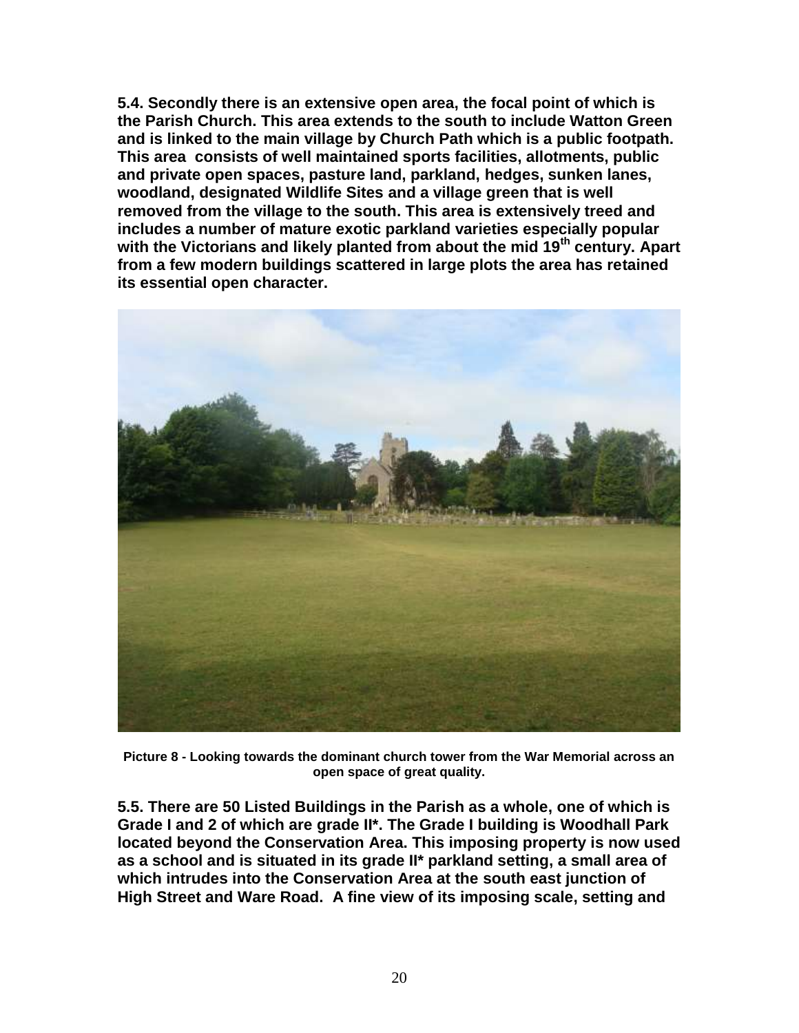**5.4. Secondly there is an extensive open area, the focal point of which is the Parish Church. This area extends to the south to include Watton Green and is linked to the main village by Church Path which is a public footpath. This area consists of well maintained sports facilities, allotments, public and private open spaces, pasture land, parkland, hedges, sunken lanes, woodland, designated Wildlife Sites and a village green that is well removed from the village to the south. This area is extensively treed and includes a number of mature exotic parkland varieties especially popular with the Victorians and likely planted from about the mid 19th century. Apart from a few modern buildings scattered in large plots the area has retained its essential open character.**

**Picture 8 - Looking towards the dominant church tower from the War Memorial across an open space of great quality.**

**5.5. There are 50 Listed Buildings in the Parish as a whole, one of which is Grade I and 2 of which are grade II\*. The Grade I building is Woodhall Park located beyond the Conservation Area. This imposing property is now used as a school and is situated in its grade II\* parkland setting, a small area of which intrudes into the Conservation Area at the south east junction of High Street and Ware Road. A fine view of its imposing scale, setting and**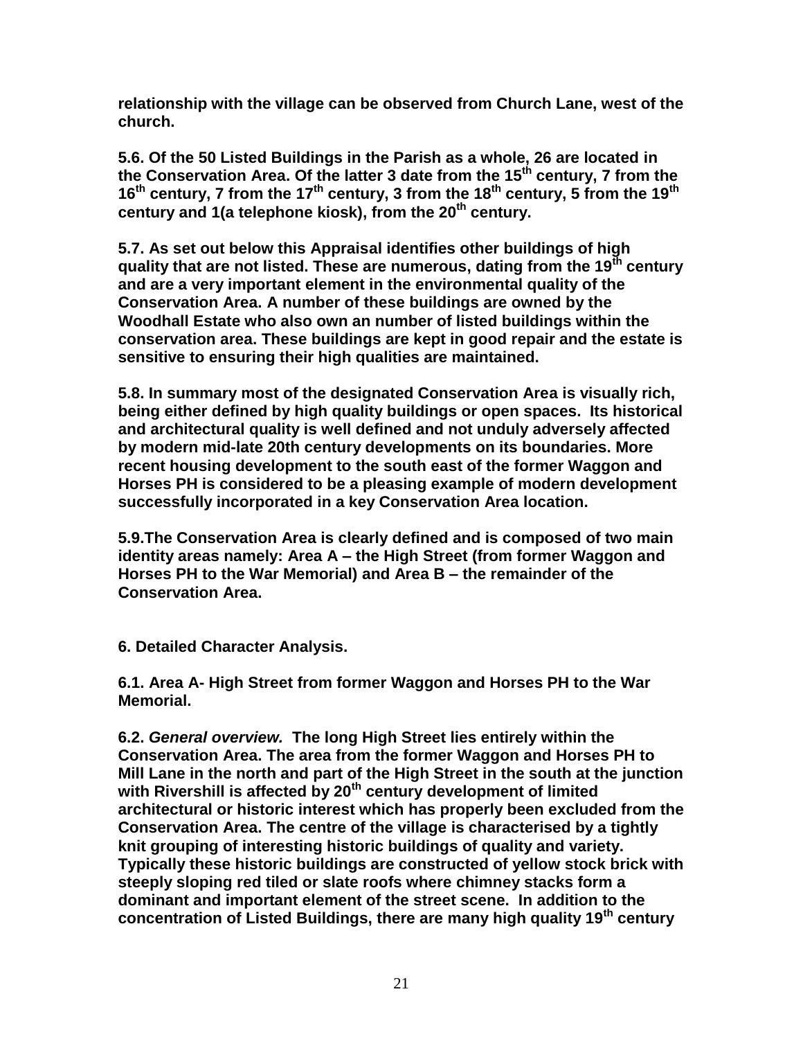**relationship with the village can be observed from Church Lane, west of the church.**

**5.6. Of the 50 Listed Buildings in the Parish as a whole, 26 are located in the Conservation Area. Of the latter 3 date from the 15th century, 7 from the 16th century, 7 from the 17th century, 3 from the 18th century, 5 from the 19th century and 1(a telephone kiosk), from the 20th century.**

**5.7. As set out below this Appraisal identifies other buildings of high quality that are not listed. These are numerous, dating from the 19th century and are a very important element in the environmental quality of the Conservation Area. A number of these buildings are owned by the Woodhall Estate who also own an number of listed buildings within the conservation area. These buildings are kept in good repair and the estate is sensitive to ensuring their high qualities are maintained.**

**5.8. In summary most of the designated Conservation Area is visually rich, being either defined by high quality buildings or open spaces. Its historical and architectural quality is well defined and not unduly adversely affected by modern mid-late 20th century developments on its boundaries. More recent housing development to the south east of the former Waggon and Horses PH is considered to be a pleasing example of modern development successfully incorporated in a key Conservation Area location.**

**5.9.The Conservation Area is clearly defined and is composed of two main identity areas namely: Area A – the High Street (from former Waggon and Horses PH to the War Memorial) and Area B – the remainder of the Conservation Area.**

## 6. Detailed Character Analysis.

### 6.1. Area A- High Street from former Waggon and Horses PH to the War Memorial.

**6.2. *General overview.* The long High Street lies entirely within the Conservation Area. The area from the former Waggon and Horses PH to Mill Lane in the north and part of the High Street in the south at the junction with Rivershill is affected by 20th century development of limited architectural or historic interest which has properly been excluded from the Conservation Area. The centre of the village is characterised by a tightly knit grouping of interesting historic buildings of quality and variety. Typically these historic buildings are constructed of yellow stock brick with steeply sloping red tiled or slate roofs where chimney stacks form a dominant and important element of the street scene. In addition to the concentration of Listed Buildings, there are many high quality 19th century**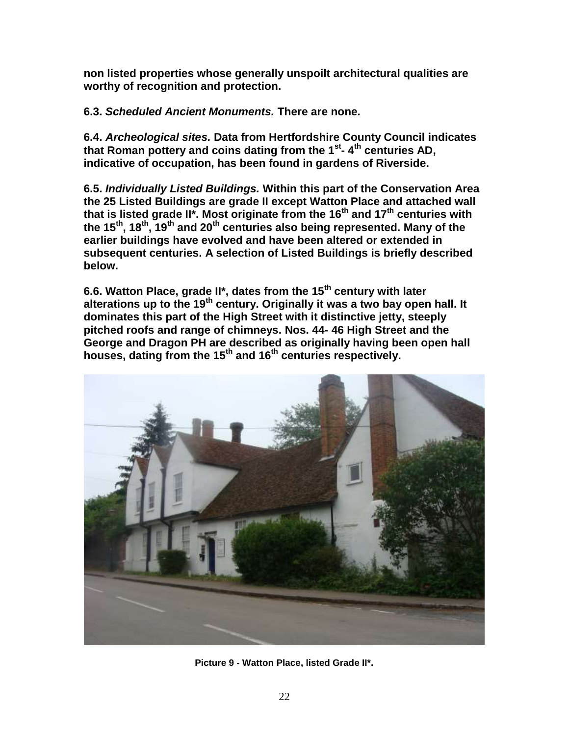**non listed properties whose generally unspoilt architectural qualities are worthy of recognition and protection.**

**6.3. *Scheduled Ancient Monuments.* There are none.**

**6.4. *Archeological sites.* Data from Hertfordshire County Council indicates that Roman pottery and coins dating from the 1st- 4th centuries AD, indicative of occupation, has been found in gardens of Riverside.**

**6.5. *Individually Listed Buildings.* Within this part of the Conservation Area the 25 Listed Buildings are grade II except Watton Place and attached wall that is listed grade II*. Most originate from the 16th and 17th centuries with the 15th, 18th, 19th and 20th centuries also being represented. Many of the earlier buildings have evolved and have been altered or extended in subsequent centuries. A selection of Listed Buildings is briefly described below.**

**6.6. Watton Place, grade II*, dates from the 15th century with later alterations up to the 19th century. Originally it was a two bay open hall. It dominates this part of the High Street with it distinctive jetty, steeply pitched roofs and range of chimneys. Nos. 44- 46 High Street and the George and Dragon PH are described as originally having been open hall houses, dating from the 15th and 16th centuries respectively.**

**Picture 9 - Watton Place, listed Grade II*.**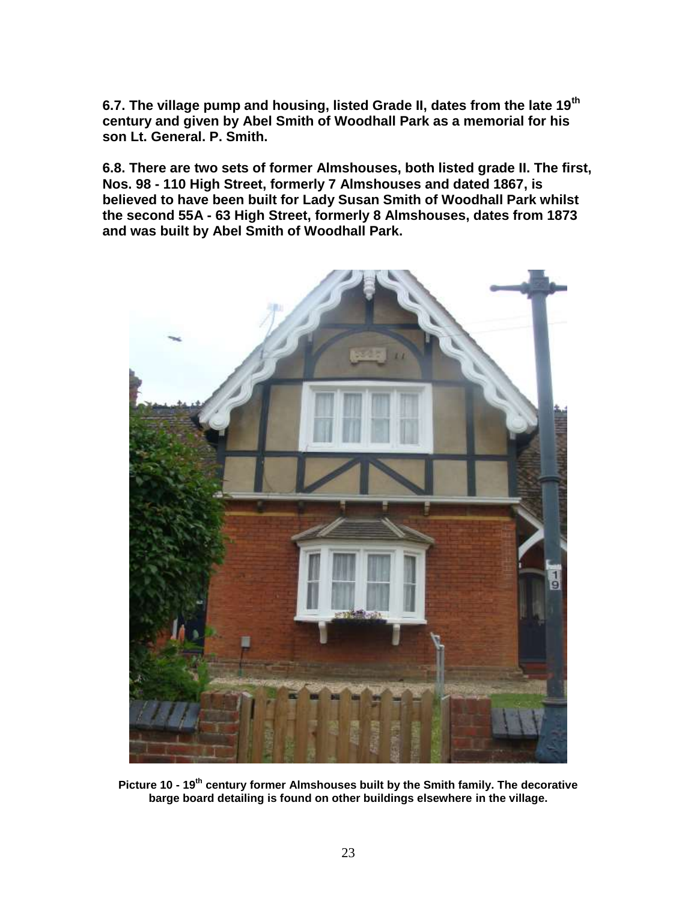**6.7. The village pump and housing, listed Grade II, dates from the late 19th century and given by Abel Smith of Woodhall Park as a memorial for his son Lt. General. P. Smith.**

**6.8. There are two sets of former Almshouses, both listed grade II. The first, Nos. 98 - 110 High Street, formerly 7 Almshouses and dated 1867, is believed to have been built for Lady Susan Smith of Woodhall Park whilst the second 55A - 63 High Street, formerly 8 Almshouses, dates from 1873 and was built by Abel Smith of Woodhall Park.**

**Picture 10 - 19th century former Almshouses built by the Smith family. The decorative barge board detailing is found on other buildings elsewhere in the village.**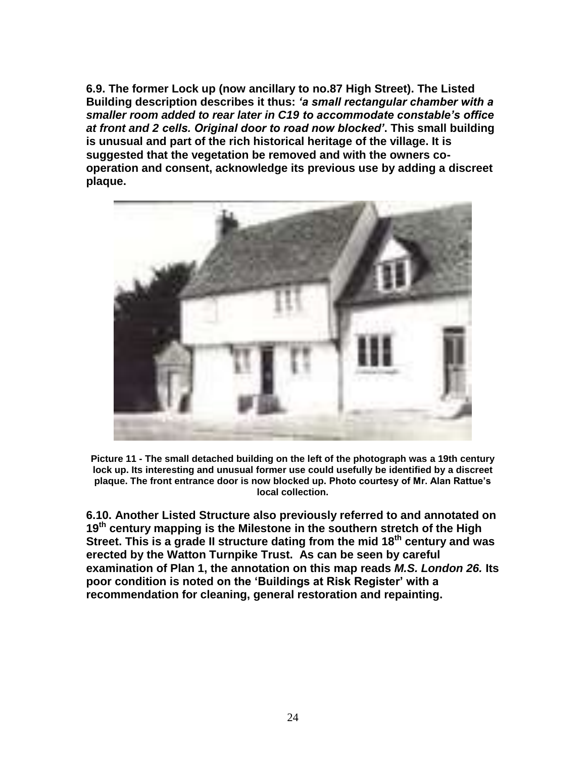**6.9. The former Lock up (now ancillary to no.87 High Street). The Listed Building description describes it thus: *'a small rectangular chamber with a smaller room added to rear later in C19 to accommodate constable's office at front and 2 cells. Original door to road now blocked'*. This small building is unusual and part of the rich historical heritage of the village. It is suggested that the vegetation be removed and with the owners co-operation and consent, acknowledge its previous use by adding a discreet plaque.**

**Picture 11 - The small detached building on the left of the photograph was a 19th century lock up. Its interesting and unusual former use could usefully be identified by a discreet plaque. The front entrance door is now blocked up. Photo courtesy of Mr. Alan Rattue's local collection.**

**6.10. Another Listed Structure also previously referred to and annotated on 19th century mapping is the Milestone in the southern stretch of the High Street. This is a grade II structure dating from the mid 18th century and was erected by the Watton Turnpike Trust. As can be seen by careful examination of Plan 1, the annotation on this map reads *M.S. London 26.* Its poor condition is noted on the 'Buildings at Risk Register' with a recommendation for cleaning, general restoration and repainting.**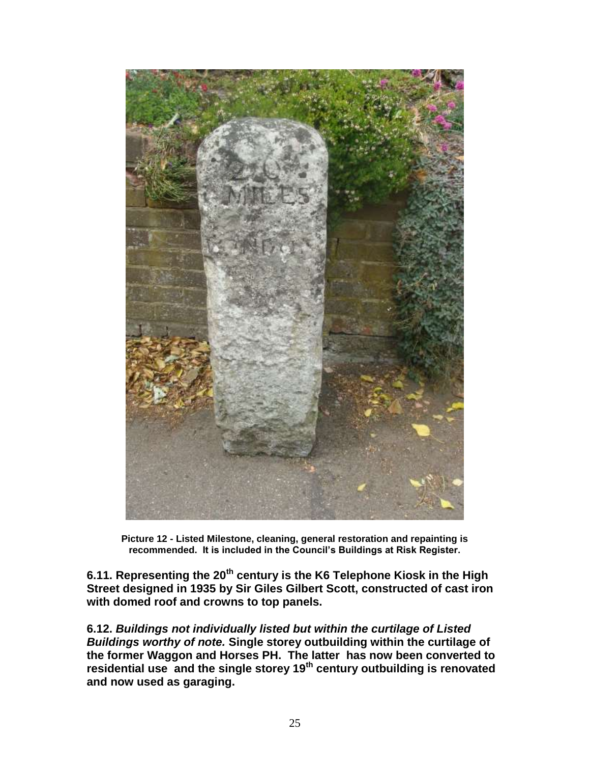**Picture 12 - Listed Milestone, cleaning, general restoration and repainting is recommended. It is included in the Council's Buildings at Risk Register.**

**6.11. Representing the 20th century is the K6 Telephone Kiosk in the High Street designed in 1935 by Sir Giles Gilbert Scott, constructed of cast iron with domed roof and crowns to top panels.**

**6.12. *Buildings not individually listed but within the curtilage of Listed Buildings worthy of note.* Single storey outbuilding within the curtilage of the former Waggon and Horses PH. The latter has now been converted to residential use and the single storey 19th century outbuilding is renovated and now used as garaging.**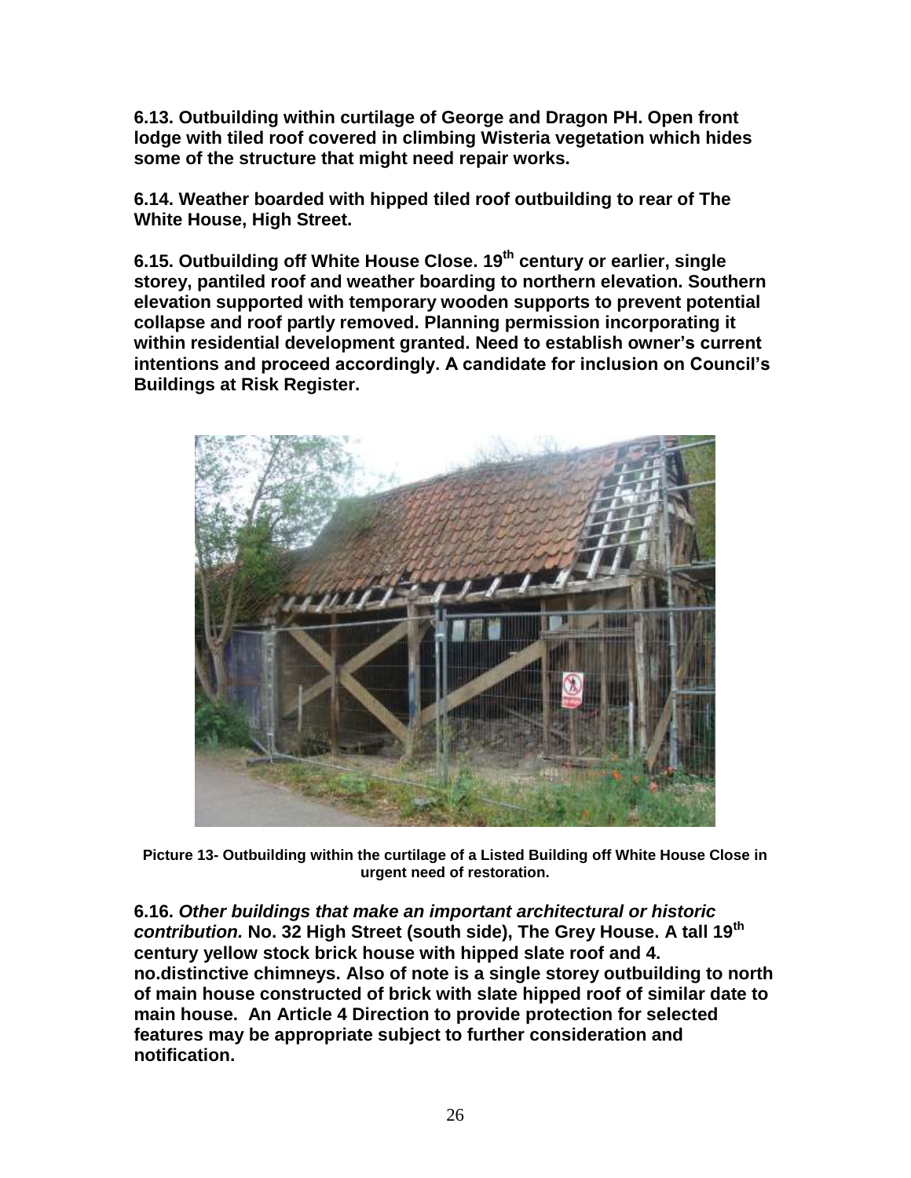**6.13. Outbuilding within curtilage of George and Dragon PH. Open front lodge with tiled roof covered in climbing Wisteria vegetation which hides some of the structure that might need repair works.**

**6.14. Weather boarded with hipped tiled roof outbuilding to rear of The White House, High Street.**

**6.15. Outbuilding off White House Close. 19th century or earlier, single storey, pantiled roof and weather boarding to northern elevation. Southern elevation supported with temporary wooden supports to prevent potential collapse and roof partly removed. Planning permission incorporating it within residential development granted. Need to establish owner's current intentions and proceed accordingly. A candidate for inclusion on Council's Buildings at Risk Register.**

**Picture 13- Outbuilding within the curtilage of a Listed Building off White House Close in urgent need of restoration.**

**6.16. *Other buildings that make an important architectural or historic contribution.* No. 32 High Street (south side), The Grey House. A tall 19th century yellow stock brick house with hipped slate roof and 4. no.distinctive chimneys. Also of note is a single storey outbuilding to north of main house constructed of brick with slate hipped roof of similar date to main house. An Article 4 Direction to provide protection for selected features may be appropriate subject to further consideration and notification.**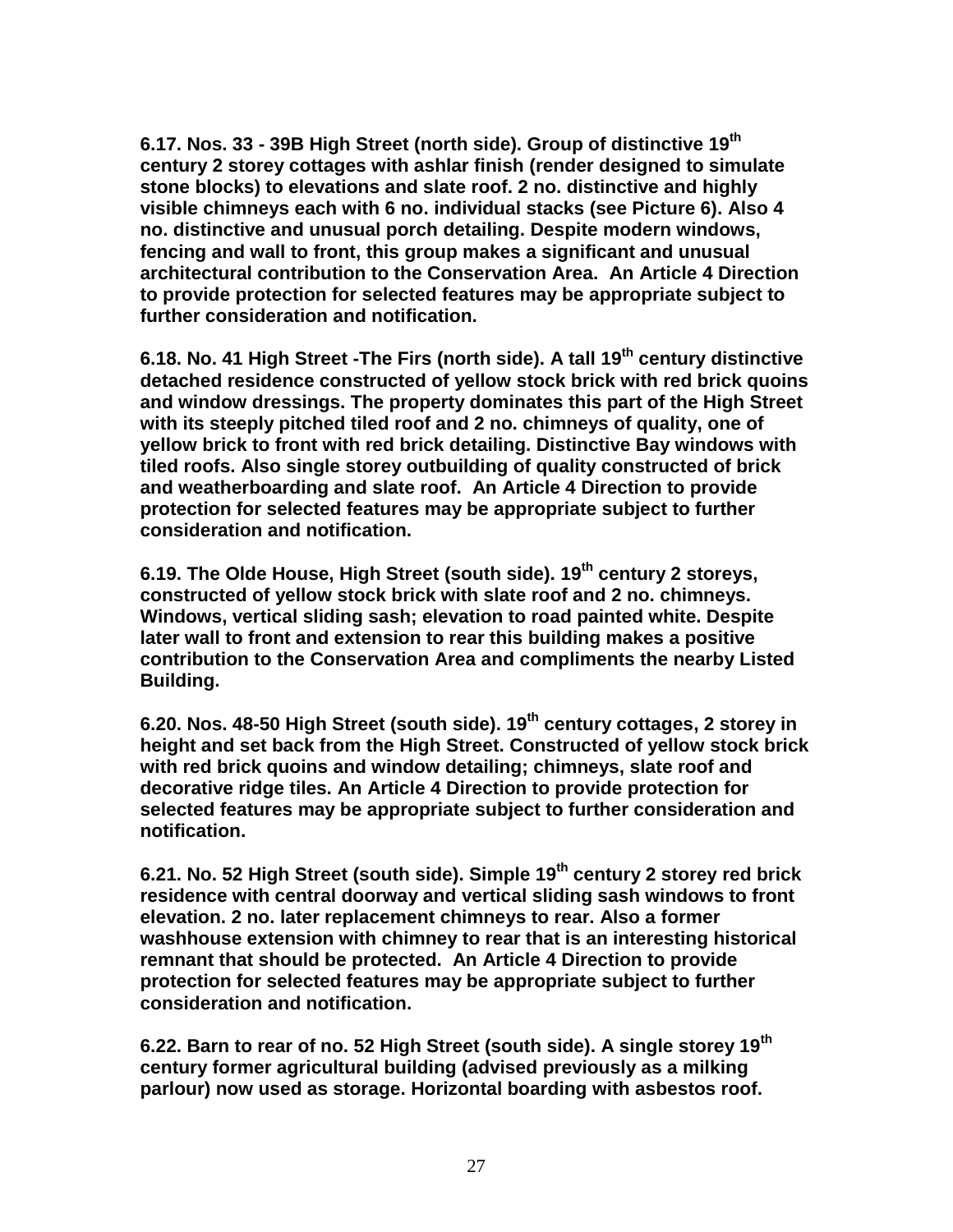**6.17. Nos. 33 - 39B High Street (north side). Group of distinctive 19th century 2 storey cottages with ashlar finish (render designed to simulate stone blocks) to elevations and slate roof. 2 no. distinctive and highly visible chimneys each with 6 no. individual stacks (see Picture 6). Also 4 no. distinctive and unusual porch detailing. Despite modern windows, fencing and wall to front, this group makes a significant and unusual architectural contribution to the Conservation Area. An Article 4 Direction to provide protection for selected features may be appropriate subject to further consideration and notification.**

**6.18. No. 41 High Street -The Firs (north side). A tall 19th century distinctive detached residence constructed of yellow stock brick with red brick quoins and window dressings. The property dominates this part of the High Street with its steeply pitched tiled roof and 2 no. chimneys of quality, one of yellow brick to front with red brick detailing. Distinctive Bay windows with tiled roofs. Also single storey outbuilding of quality constructed of brick and weatherboarding and slate roof. An Article 4 Direction to provide protection for selected features may be appropriate subject to further consideration and notification.**

**6.19. The Olde House, High Street (south side). 19th century 2 storeys, constructed of yellow stock brick with slate roof and 2 no. chimneys. Windows, vertical sliding sash; elevation to road painted white. Despite later wall to front and extension to rear this building makes a positive contribution to the Conservation Area and compliments the nearby Listed Building.**

**6.20. Nos. 48-50 High Street (south side). 19th century cottages, 2 storey in height and set back from the High Street. Constructed of yellow stock brick with red brick quoins and window detailing; chimneys, slate roof and decorative ridge tiles. An Article 4 Direction to provide protection for selected features may be appropriate subject to further consideration and notification.**

**6.21. No. 52 High Street (south side). Simple 19th century 2 storey red brick residence with central doorway and vertical sliding sash windows to front elevation. 2 no. later replacement chimneys to rear. Also a former washhouse extension with chimney to rear that is an interesting historical remnant that should be protected. An Article 4 Direction to provide protection for selected features may be appropriate subject to further consideration and notification.**

**6.22. Barn to rear of no. 52 High Street (south side). A single storey 19th century former agricultural building (advised previously as a milking parlour) now used as storage. Horizontal boarding with asbestos roof.**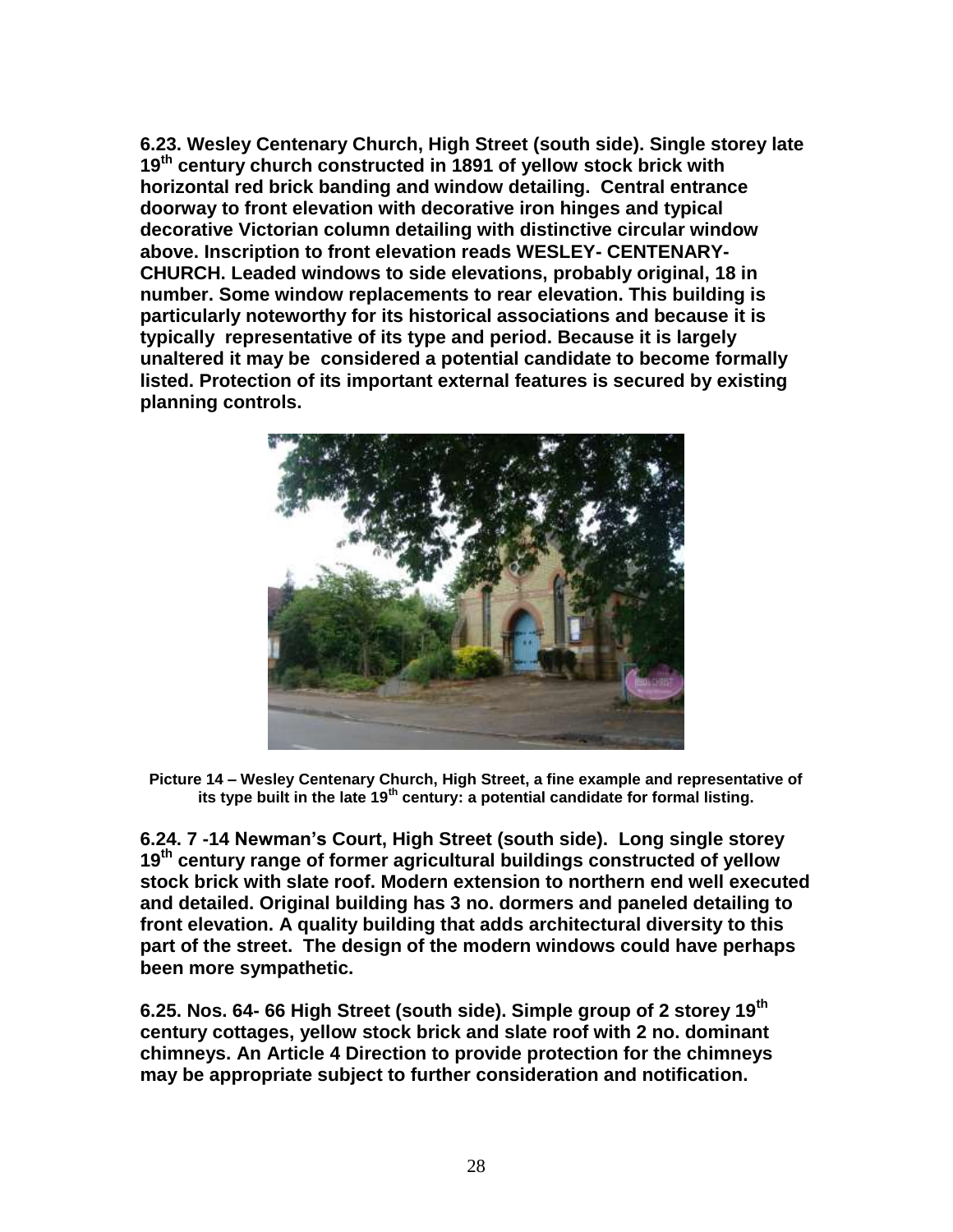**6.23. Wesley Centenary Church, High Street (south side). Single storey late 19th century church constructed in 1891 of yellow stock brick with horizontal red brick banding and window detailing. Central entrance doorway to front elevation with decorative iron hinges and typical decorative Victorian column detailing with distinctive circular window above. Inscription to front elevation reads WESLEY- CENTENARY- CHURCH. Leaded windows to side elevations, probably original, 18 in number. Some window replacements to rear elevation. This building is particularly noteworthy for its historical associations and because it is typically representative of its type and period. Because it is largely unaltered it may be considered a potential candidate to become formally listed. Protection of its important external features is secured by existing planning controls.**

**Picture 14 – Wesley Centenary Church, High Street, a fine example and representative of its type built in the late 19th century: a potential candidate for formal listing.**

**6.24. 7 -14 Newman's Court, High Street (south side). Long single storey 19th century range of former agricultural buildings constructed of yellow stock brick with slate roof. Modern extension to northern end well executed and detailed. Original building has 3 no. dormers and paneled detailing to front elevation. A quality building that adds architectural diversity to this part of the street. The design of the modern windows could have perhaps been more sympathetic.**

**6.25. Nos. 64- 66 High Street (south side). Simple group of 2 storey 19th century cottages, yellow stock brick and slate roof with 2 no. dominant chimneys. An Article 4 Direction to provide protection for the chimneys may be appropriate subject to further consideration and notification.**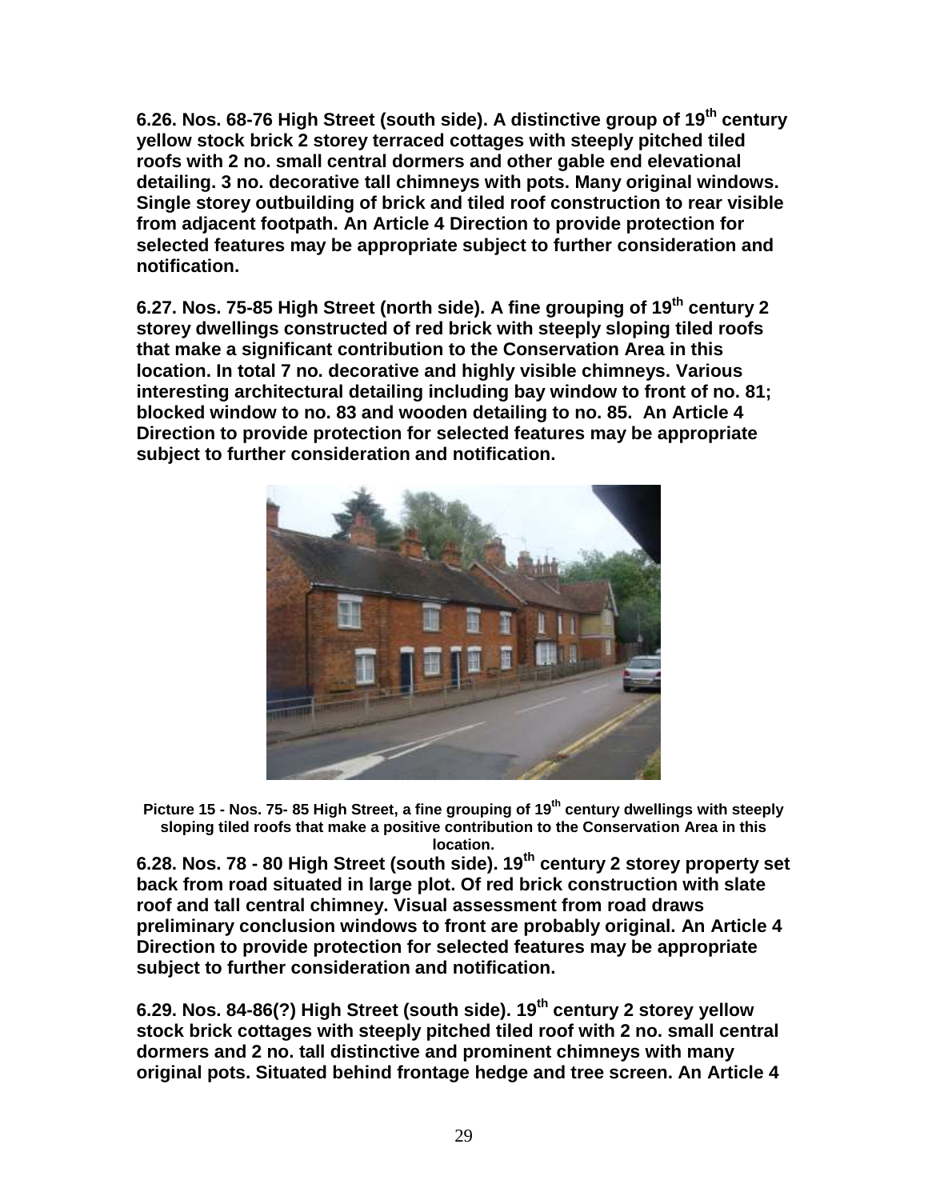**6.26. Nos. 68-76 High Street (south side). A distinctive group of 19th century yellow stock brick 2 storey terraced cottages with steeply pitched tiled roofs with 2 no. small central dormers and other gable end elevational detailing. 3 no. decorative tall chimneys with pots. Many original windows. Single storey outbuilding of brick and tiled roof construction to rear visible from adjacent footpath. An Article 4 Direction to provide protection for selected features may be appropriate subject to further consideration and notification.**

**6.27. Nos. 75-85 High Street (north side). A fine grouping of 19th century 2 storey dwellings constructed of red brick with steeply sloping tiled roofs that make a significant contribution to the Conservation Area in this location. In total 7 no. decorative and highly visible chimneys. Various interesting architectural detailing including bay window to front of no. 81; blocked window to no. 83 and wooden detailing to no. 85. An Article 4 Direction to provide protection for selected features may be appropriate subject to further consideration and notification.**

**Picture 15 - Nos. 75- 85 High Street, a fine grouping of 19th century dwellings with steeply sloping tiled roofs that make a positive contribution to the Conservation Area in this location.**

**6.28. Nos. 78 - 80 High Street (south side). 19th century 2 storey property set back from road situated in large plot. Of red brick construction with slate roof and tall central chimney. Visual assessment from road draws preliminary conclusion windows to front are probably original. An Article 4 Direction to provide protection for selected features may be appropriate subject to further consideration and notification.**

**6.29. Nos. 84-86(?) High Street (south side). 19th century 2 storey yellow stock brick cottages with steeply pitched tiled roof with 2 no. small central dormers and 2 no. tall distinctive and prominent chimneys with many original pots. Situated behind frontage hedge and tree screen. An Article 4**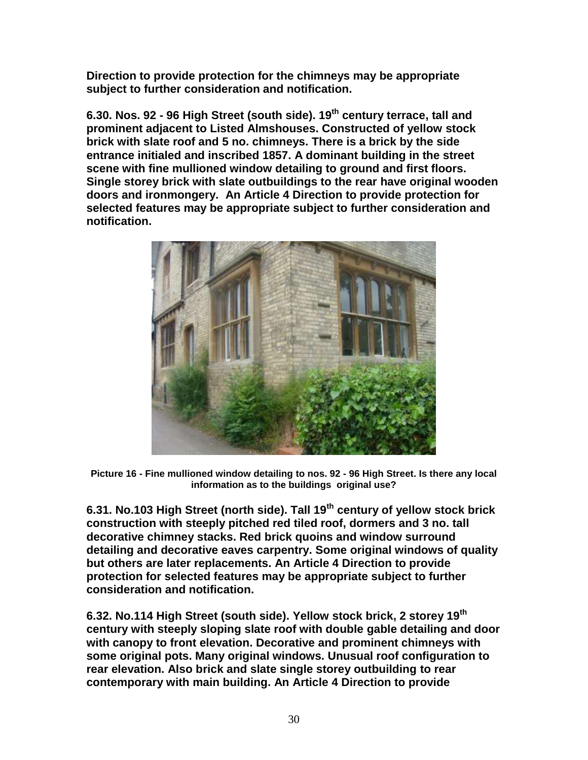**Direction to provide protection for the chimneys may be appropriate subject to further consideration and notification.**

**6.30. Nos. 92 - 96 High Street (south side). 19th century terrace, tall and prominent adjacent to Listed Almshouses. Constructed of yellow stock brick with slate roof and 5 no. chimneys. There is a brick by the side entrance initialed and inscribed 1857. A dominant building in the street scene with fine mullioned window detailing to ground and first floors. Single storey brick with slate outbuildings to the rear have original wooden doors and ironmongery. An Article 4 Direction to provide protection for selected features may be appropriate subject to further consideration and notification.**

**Picture 16 - Fine mullioned window detailing to nos. 92 - 96 High Street. Is there any local information as to the buildings original use?**

**6.31. No.103 High Street (north side). Tall 19th century of yellow stock brick construction with steeply pitched red tiled roof, dormers and 3 no. tall decorative chimney stacks. Red brick quoins and window surround detailing and decorative eaves carpentry. Some original windows of quality but others are later replacements. An Article 4 Direction to provide protection for selected features may be appropriate subject to further consideration and notification.**

**6.32. No.114 High Street (south side). Yellow stock brick, 2 storey 19th century with steeply sloping slate roof with double gable detailing and door with canopy to front elevation. Decorative and prominent chimneys with some original pots. Many original windows. Unusual roof configuration to rear elevation. Also brick and slate single storey outbuilding to rear contemporary with main building. An Article 4 Direction to provide**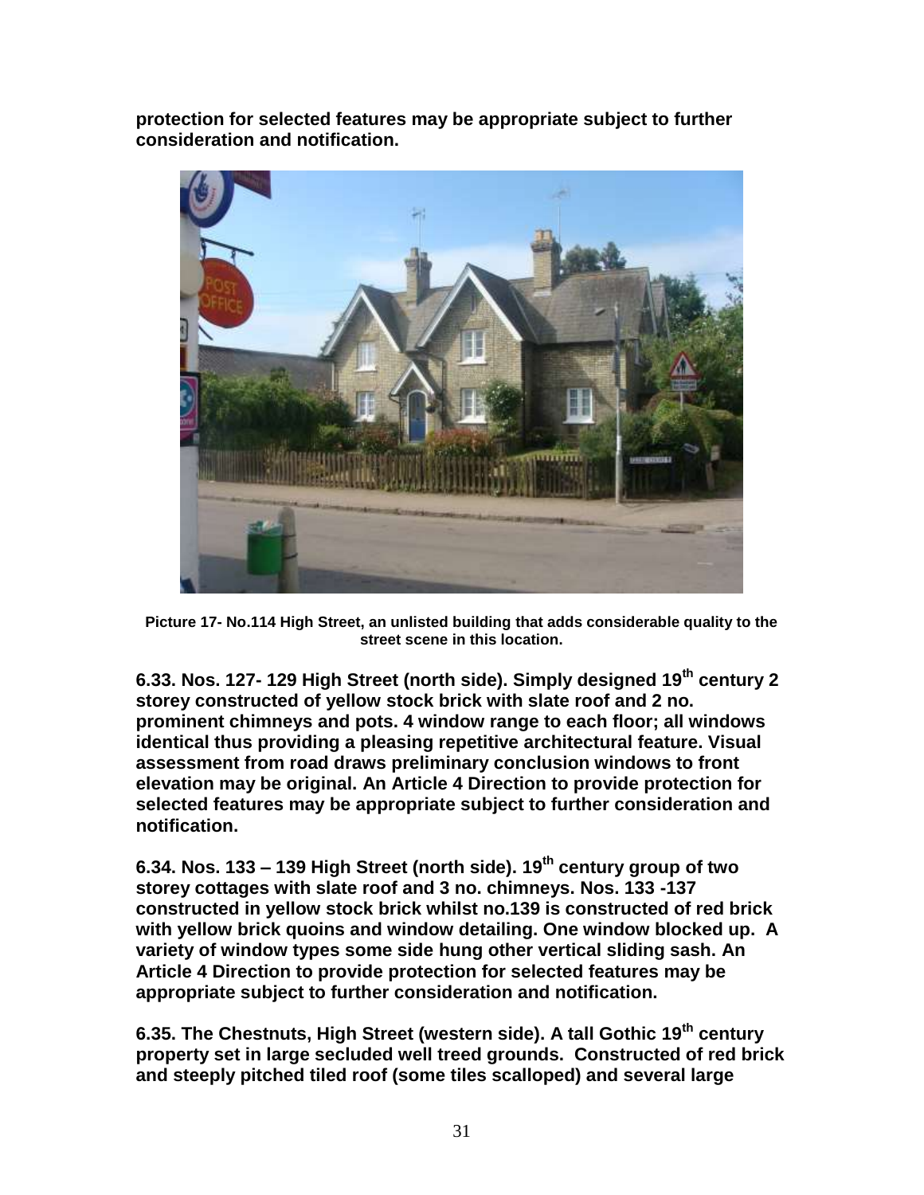**protection for selected features may be appropriate subject to further consideration and notification.**

**Picture 17- No.114 High Street, an unlisted building that adds considerable quality to the street scene in this location.**

**6.33. Nos. 127- 129 High Street (north side). Simply designed 19th century 2 storey constructed of yellow stock brick with slate roof and 2 no. prominent chimneys and pots. 4 window range to each floor; all windows identical thus providing a pleasing repetitive architectural feature. Visual assessment from road draws preliminary conclusion windows to front elevation may be original. An Article 4 Direction to provide protection for selected features may be appropriate subject to further consideration and notification.**

**6.34. Nos. 133 – 139 High Street (north side). 19th century group of two storey cottages with slate roof and 3 no. chimneys. Nos. 133 -137 constructed in yellow stock brick whilst no.139 is constructed of red brick with yellow brick quoins and window detailing. One window blocked up. A variety of window types some side hung other vertical sliding sash. An Article 4 Direction to provide protection for selected features may be appropriate subject to further consideration and notification.**

**6.35. The Chestnuts, High Street (western side). A tall Gothic 19th century property set in large secluded well treed grounds. Constructed of red brick and steeply pitched tiled roof (some tiles scalloped) and several large**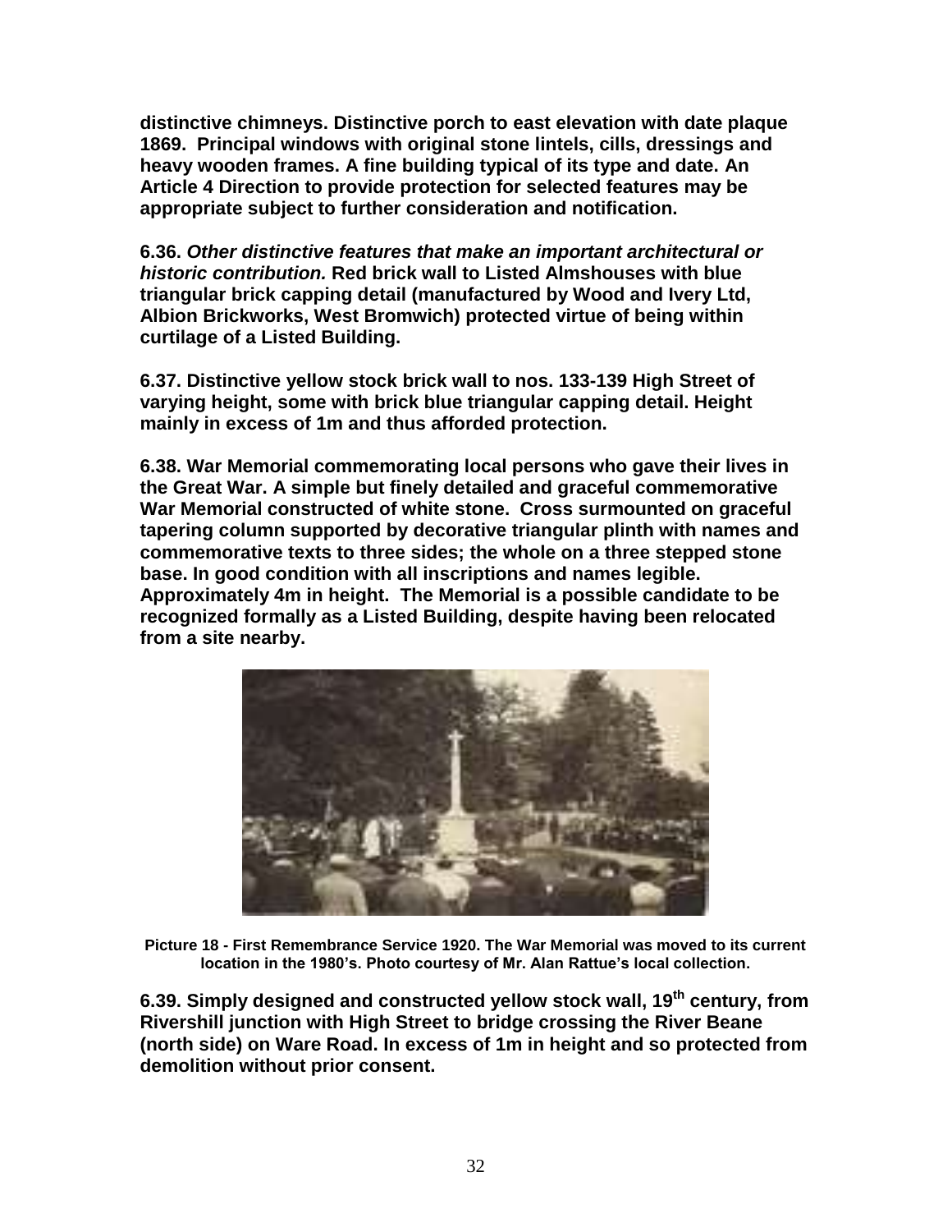**distinctive chimneys. Distinctive porch to east elevation with date plaque 1869. Principal windows with original stone lintels, cills, dressings and heavy wooden frames. A fine building typical of its type and date. An Article 4 Direction to provide protection for selected features may be appropriate subject to further consideration and notification.**

**6.36. *Other distinctive features that make an important architectural or historic contribution.* Red brick wall to Listed Almshouses with blue triangular brick capping detail (manufactured by Wood and Ivery Ltd, Albion Brickworks, West Bromwich) protected virtue of being within curtilage of a Listed Building.**

**6.37. Distinctive yellow stock brick wall to nos. 133-139 High Street of varying height, some with brick blue triangular capping detail. Height mainly in excess of 1m and thus afforded protection.**

**6.38. War Memorial commemorating local persons who gave their lives in the Great War. A simple but finely detailed and graceful commemorative War Memorial constructed of white stone. Cross surmounted on graceful tapering column supported by decorative triangular plinth with names and commemorative texts to three sides; the whole on a three stepped stone base. In good condition with all inscriptions and names legible. Approximately 4m in height. The Memorial is a possible candidate to be recognized formally as a Listed Building, despite having been relocated from a site nearby.**

**Picture 18 - First Remembrance Service 1920. The War Memorial was moved to its current location in the 1980's. Photo courtesy of Mr. Alan Rattue's local collection.**

**6.39. Simply designed and constructed yellow stock wall, 19th century, from Rivershill junction with High Street to bridge crossing the River Beane (north side) on Ware Road. In excess of 1m in height and so protected from demolition without prior consent.**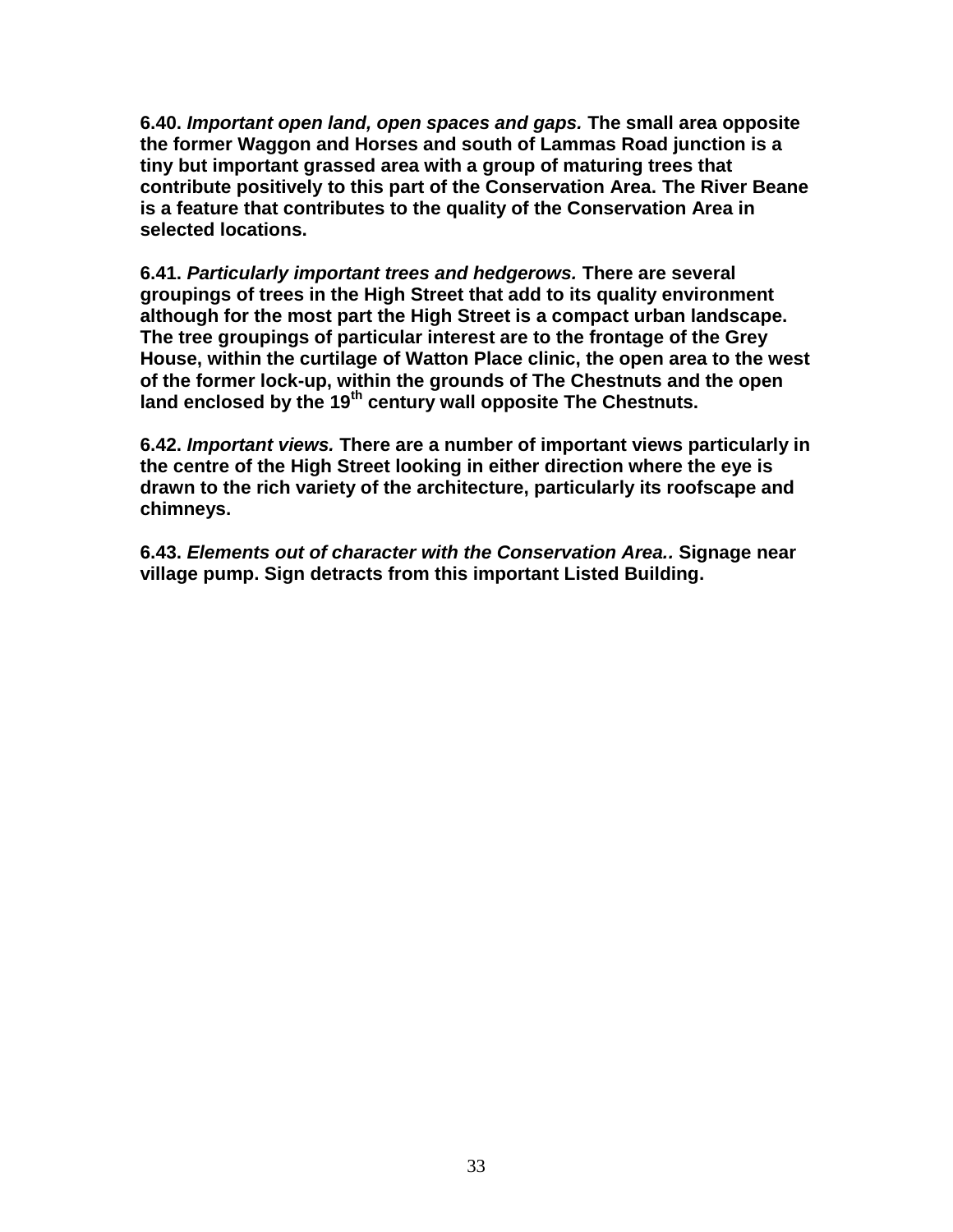**6.40. *Important open land, open spaces and gaps.* The small area opposite the former Waggon and Horses and south of Lammas Road junction is a tiny but important grassed area with a group of maturing trees that contribute positively to this part of the Conservation Area. The River Beane is a feature that contributes to the quality of the Conservation Area in selected locations.**

**6.41. *Particularly important trees and hedgerows.* There are several groupings of trees in the High Street that add to its quality environment although for the most part the High Street is a compact urban landscape. The tree groupings of particular interest are to the frontage of the Grey House, within the curtilage of Watton Place clinic, the open area to the west of the former lock-up, within the grounds of The Chestnuts and the open land enclosed by the 19th century wall opposite The Chestnuts.**

**6.42. *Important views.* There are a number of important views particularly in the centre of the High Street looking in either direction where the eye is drawn to the rich variety of the architecture, particularly its roofscape and chimneys.**

**6.43. *Elements out of character with the Conservation Area..* Signage near village pump. Sign detracts from this important Listed Building.**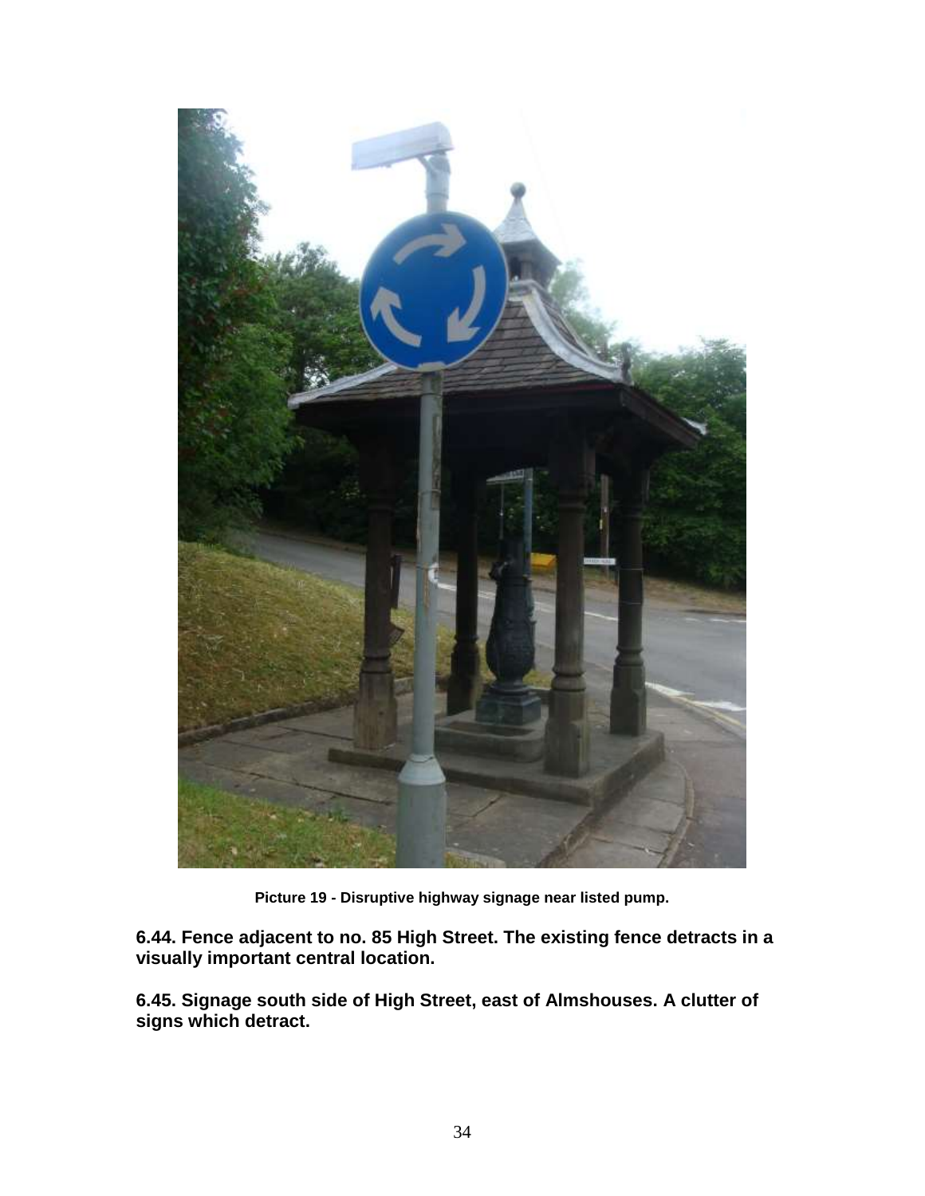**Picture 19 - Disruptive highway signage near listed pump.**

**6.44. Fence adjacent to no. 85 High Street. The existing fence detracts in a visually important central location.**

**6.45. Signage south side of High Street, east of Almshouses. A clutter of signs which detract.**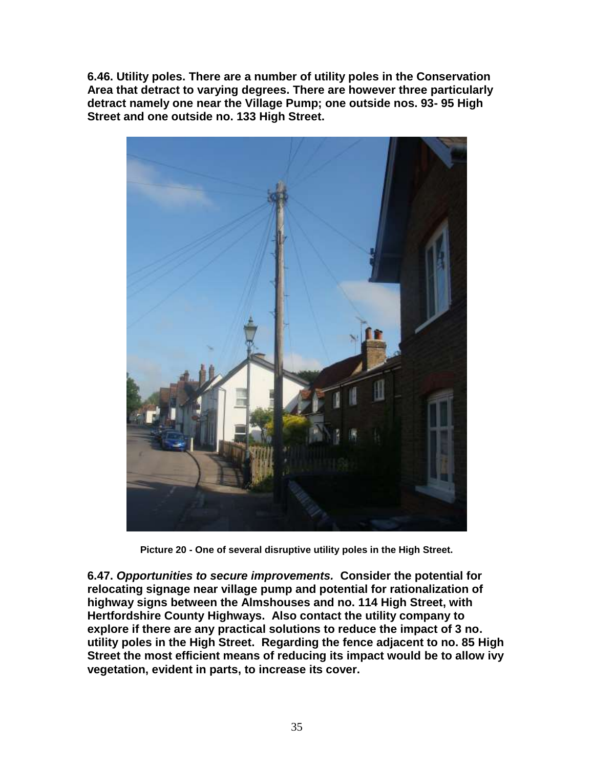**6.46. Utility poles. There are a number of utility poles in the Conservation Area that detract to varying degrees. There are however three particularly detract namely one near the Village Pump; one outside nos. 93- 95 High Street and one outside no. 133 High Street.**

**Picture 20 - One of several disruptive utility poles in the High Street.**

**6.47. *Opportunities to secure improvements.* Consider the potential for relocating signage near village pump and potential for rationalization of highway signs between the Almshouses and no. 114 High Street, with Hertfordshire County Highways. Also contact the utility company to explore if there are any practical solutions to reduce the impact of 3 no. utility poles in the High Street. Regarding the fence adjacent to no. 85 High Street the most efficient means of reducing its impact would be to allow ivy vegetation, evident in parts, to increase its cover.**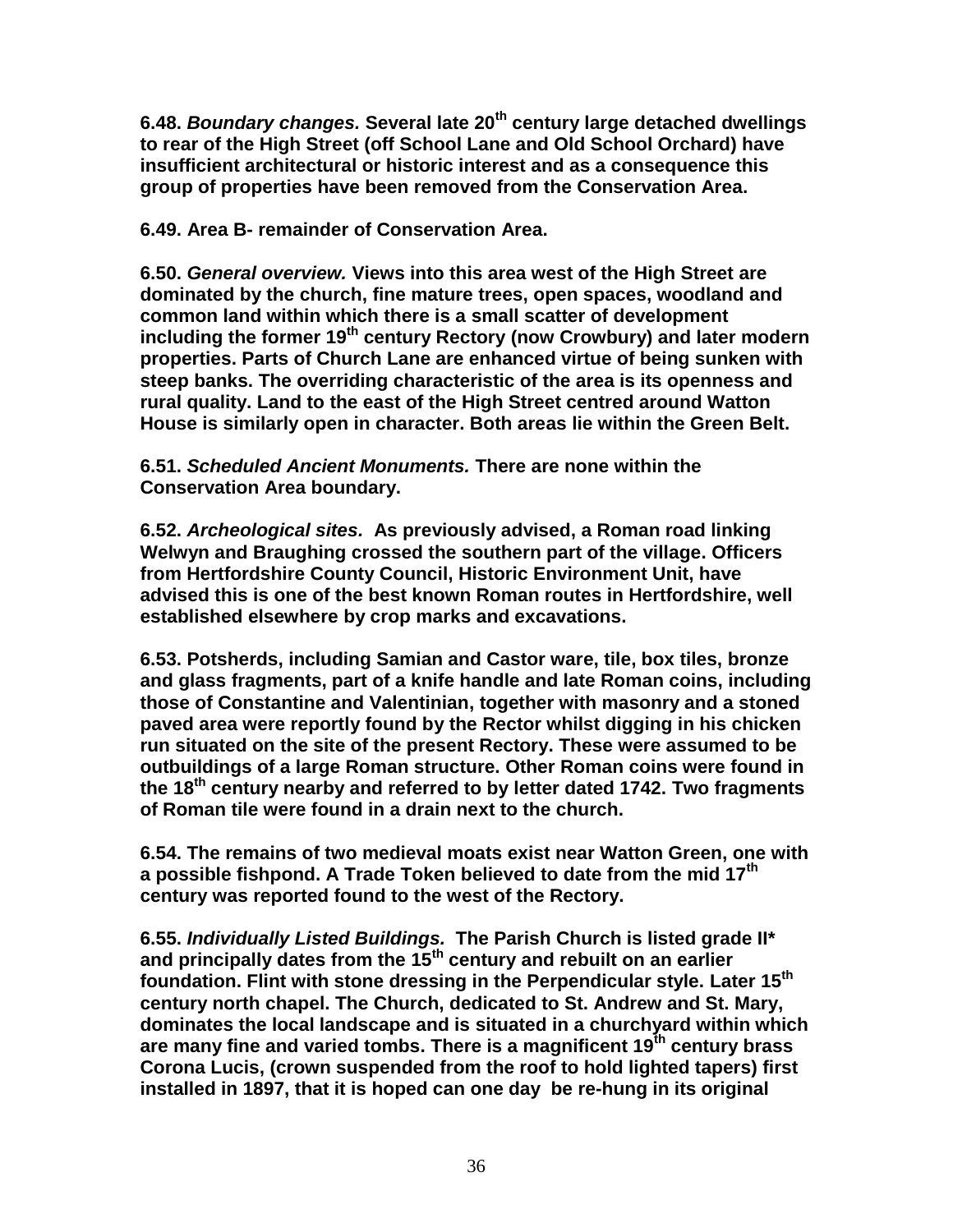**6.48. *Boundary changes.* Several late 20th century large detached dwellings to rear of the High Street (off School Lane and Old School Orchard) have insufficient architectural or historic interest and as a consequence this group of properties have been removed from the Conservation Area.**

**6.49. Area B- remainder of Conservation Area.**

**6.50. *General overview.* Views into this area west of the High Street are dominated by the church, fine mature trees, open spaces, woodland and common land within which there is a small scatter of development including the former 19th century Rectory (now Crowbury) and later modern properties. Parts of Church Lane are enhanced virtue of being sunken with steep banks. The overriding characteristic of the area is its openness and rural quality. Land to the east of the High Street centred around Watton House is similarly open in character. Both areas lie within the Green Belt.**

**6.51. *Scheduled Ancient Monuments.* There are none within the Conservation Area boundary.**

**6.52. *Archeological sites.* As previously advised, a Roman road linking Welwyn and Braughing crossed the southern part of the village. Officers from Hertfordshire County Council, Historic Environment Unit, have advised this is one of the best known Roman routes in Hertfordshire, well established elsewhere by crop marks and excavations.**

**6.53. Potsherds, including Samian and Castor ware, tile, box tiles, bronze and glass fragments, part of a knife handle and late Roman coins, including those of Constantine and Valentinian, together with masonry and a stoned paved area were reportly found by the Rector whilst digging in his chicken run situated on the site of the present Rectory. These were assumed to be outbuildings of a large Roman structure. Other Roman coins were found in the 18th century nearby and referred to by letter dated 1742. Two fragments of Roman tile were found in a drain next to the church.**

**6.54. The remains of two medieval moats exist near Watton Green, one with a possible fishpond. A Trade Token believed to date from the mid 17th century was reported found to the west of the Rectory.**

**6.55. *Individually Listed Buildings.* The Parish Church is listed grade II* and principally dates from the 15th century and rebuilt on an earlier foundation. Flint with stone dressing in the Perpendicular style. Later 15th century north chapel. The Church, dedicated to St. Andrew and St. Mary, dominates the local landscape and is situated in a churchyard within which are many fine and varied tombs. There is a magnificent 19th century brass Corona Lucis, (crown suspended from the roof to hold lighted tapers) first installed in 1897, that it is hoped can one day be re-hung in its original**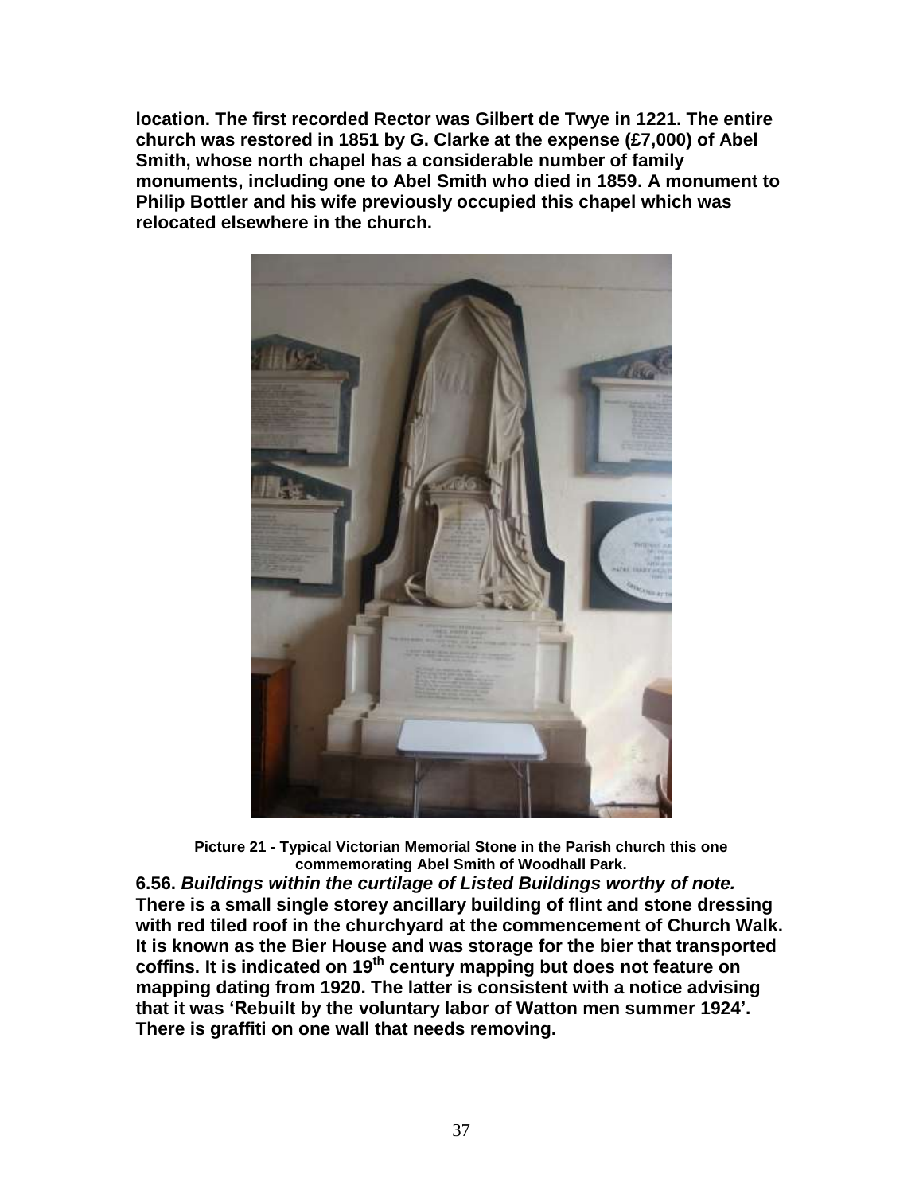**location. The first recorded Rector was Gilbert de Twye in 1221. The entire church was restored in 1851 by G. Clarke at the expense (£7,000) of Abel Smith, whose north chapel has a considerable number of family monuments, including one to Abel Smith who died in 1859. A monument to Philip Bottler and his wife previously occupied this chapel which was relocated elsewhere in the church.**

**Picture 21 - Typical Victorian Memorial Stone in the Parish church this one commemorating Abel Smith of Woodhall Park.**

**6.56. *Buildings within the curtilage of Listed Buildings worthy of note.***
**There is a small single storey ancillary building of flint and stone dressing with red tiled roof in the churchyard at the commencement of Church Walk. It is known as the Bier House and was storage for the bier that transported coffins. It is indicated on 19th century mapping but does not feature on mapping dating from 1920. The latter is consistent with a notice advising that it was 'Rebuilt by the voluntary labor of Watton men summer 1924'. There is graffiti on one wall that needs removing.**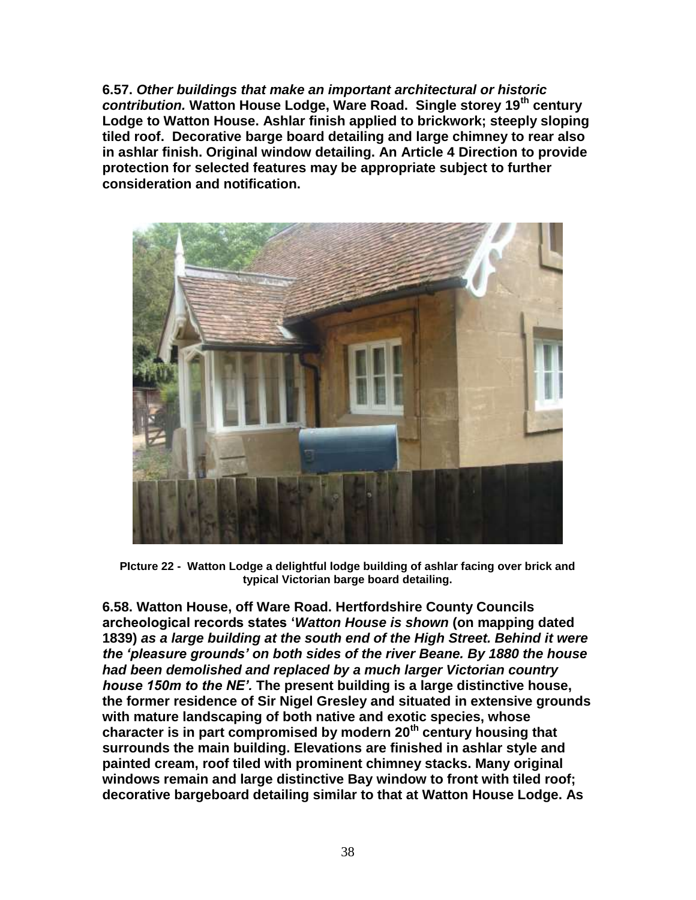**6.57. *Other buildings that make an important architectural or historic contribution.* Watton House Lodge, Ware Road. Single storey 19th century Lodge to Watton House. Ashlar finish applied to brickwork; steeply sloping tiled roof. Decorative barge board detailing and large chimney to rear also in ashlar finish. Original window detailing. An Article 4 Direction to provide protection for selected features may be appropriate subject to further consideration and notification.**

**PIcture 22 - Watton Lodge a delightful lodge building of ashlar facing over brick and typical Victorian barge board detailing.**

**6.58. Watton House, off Ware Road. Hertfordshire County Councils archeological records states '*Watton House is shown* (on mapping dated 1839) *as a large building at the south end of the High Street. Behind it were the 'pleasure grounds' on both sides of the river Beane. By 1880 the house had been demolished and replaced by a much larger Victorian country house 150m to the NE'.* The present building is a large distinctive house, the former residence of Sir Nigel Gresley and situated in extensive grounds with mature landscaping of both native and exotic species, whose character is in part compromised by modern 20th century housing that surrounds the main building. Elevations are finished in ashlar style and painted cream, roof tiled with prominent chimney stacks. Many original windows remain and large distinctive Bay window to front with tiled roof; decorative bargeboard detailing similar to that at Watton House Lodge. As**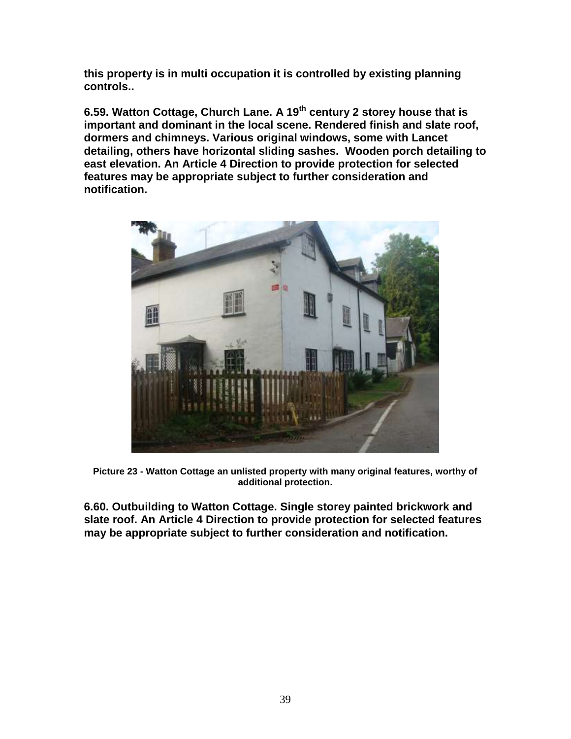**this property is in multi occupation it is controlled by existing planning controls..**

**6.59. Watton Cottage, Church Lane. A 19th century 2 storey house that is important and dominant in the local scene. Rendered finish and slate roof, dormers and chimneys. Various original windows, some with Lancet detailing, others have horizontal sliding sashes. Wooden porch detailing to east elevation. An Article 4 Direction to provide protection for selected features may be appropriate subject to further consideration and notification.**

**Picture 23 - Watton Cottage an unlisted property with many original features, worthy of additional protection.**

**6.60. Outbuilding to Watton Cottage. Single storey painted brickwork and slate roof. An Article 4 Direction to provide protection for selected features may be appropriate subject to further consideration and notification.**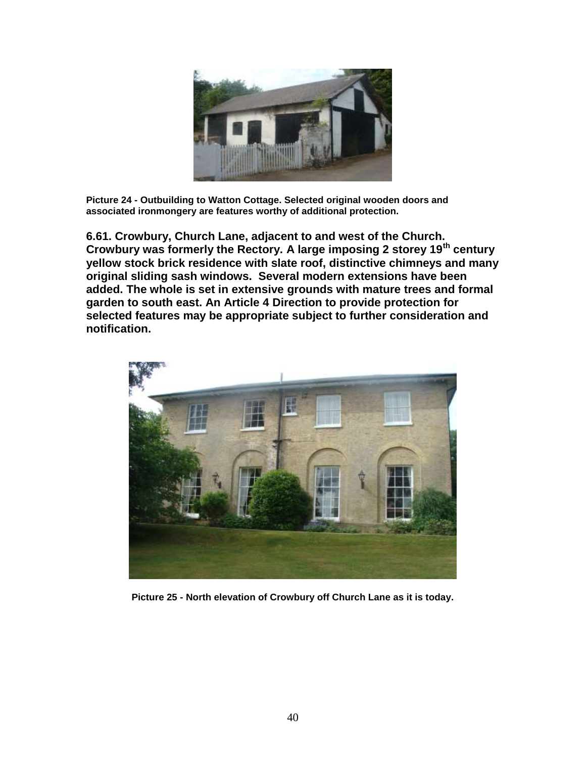Picture 24 - Outbuilding to Watton Cottage. Selected original wooden doors and associated ironmongery are features worthy of additional protection.

**6.61. Crowbury, Church Lane, adjacent to and west of the Church. Crowbury was formerly the Rectory. A large imposing 2 storey 19th century yellow stock brick residence with slate roof, distinctive chimneys and many original sliding sash windows. Several modern extensions have been added. The whole is set in extensive grounds with mature trees and formal garden to south east. An Article 4 Direction to provide protection for selected features may be appropriate subject to further consideration and notification.**

Picture 25 - North elevation of Crowbury off Church Lane as it is today.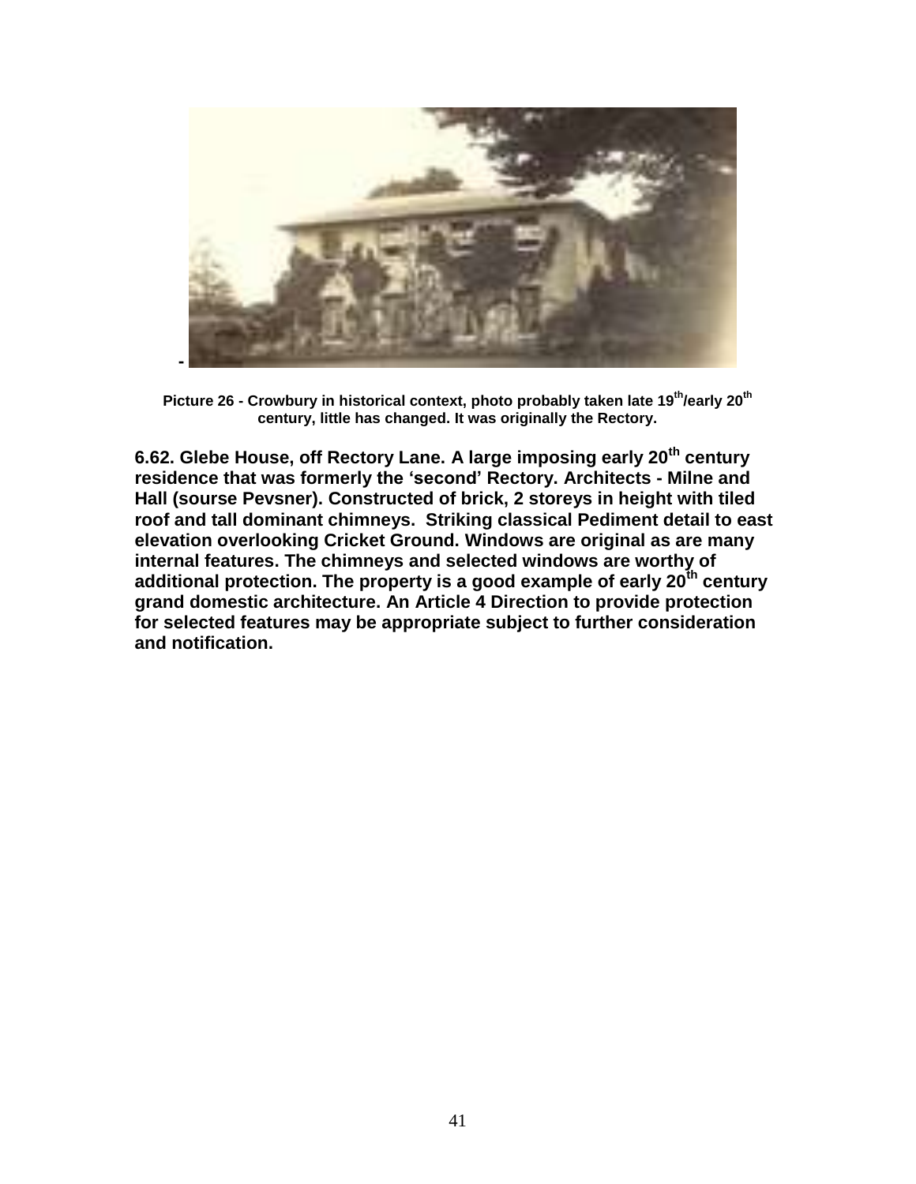Picture 26 - Crowbury in historical context, photo probably taken late 19th/early 20th century, little has changed. It was originally the Rectory.

**6.62. Glebe House, off Rectory Lane. A large imposing early 20th century residence that was formerly the 'second' Rectory. Architects - Milne and Hall (sourse Pevsner). Constructed of brick, 2 storeys in height with tiled roof and tall dominant chimneys. Striking classical Pediment detail to east elevation overlooking Cricket Ground. Windows are original as are many internal features. The chimneys and selected windows are worthy of additional protection. The property is a good example of early 20th century grand domestic architecture. An Article 4 Direction to provide protection for selected features may be appropriate subject to further consideration and notification.**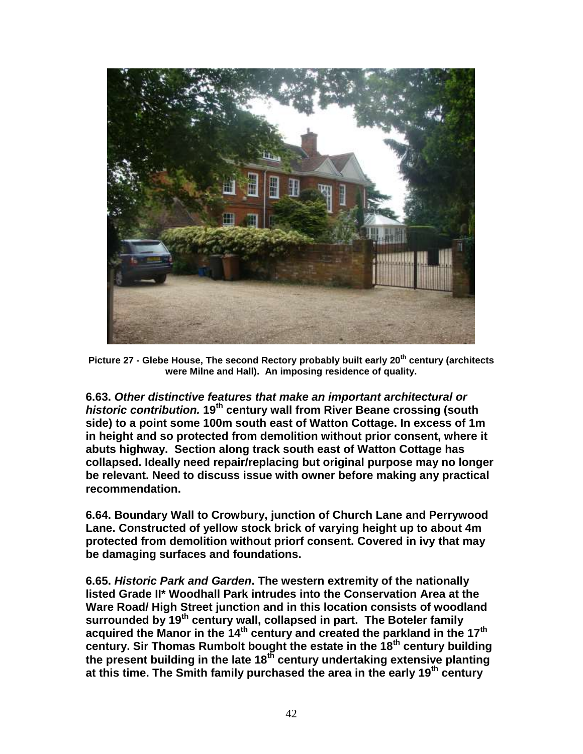**Picture 27 - Glebe House, The second Rectory probably built early 20th century (architects were Milne and Hall). An imposing residence of quality.**

**6.63. *Other distinctive features that make an important architectural or historic contribution.* 19th century wall from River Beane crossing (south side) to a point some 100m south east of Watton Cottage. In excess of 1m in height and so protected from demolition without prior consent, where it abuts highway. Section along track south east of Watton Cottage has collapsed. Ideally need repair/replacing but original purpose may no longer be relevant. Need to discuss issue with owner before making any practical recommendation.**

**6.64. Boundary Wall to Crowbury, junction of Church Lane and Perrywood Lane. Constructed of yellow stock brick of varying height up to about 4m protected from demolition without priorf consent. Covered in ivy that may be damaging surfaces and foundations.**

**6.65. *Historic Park and Garden*. The western extremity of the nationally listed Grade II\* Woodhall Park intrudes into the Conservation Area at the Ware Road/ High Street junction and in this location consists of woodland surrounded by 19th century wall, collapsed in part. The Boteler family acquired the Manor in the 14th century and created the parkland in the 17th century. Sir Thomas Rumbolt bought the estate in the 18th century building the present building in the late 18th century undertaking extensive planting at this time. The Smith family purchased the area in the early 19th century**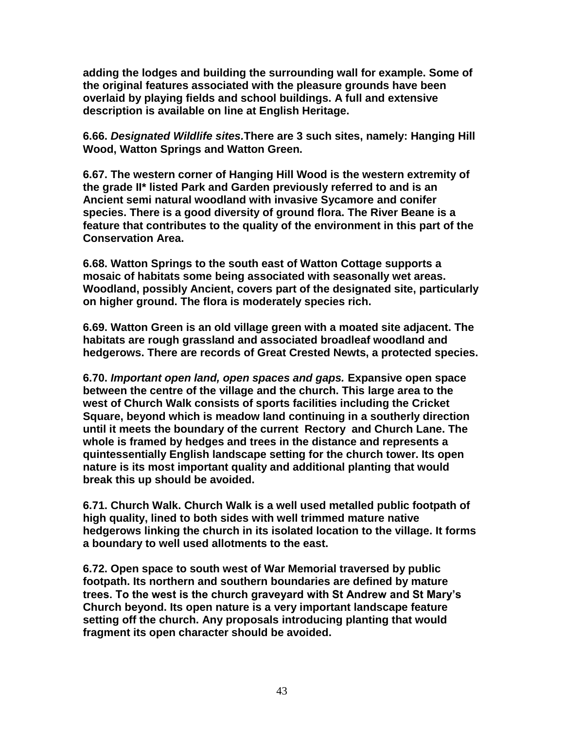**adding the lodges and building the surrounding wall for example. Some of the original features associated with the pleasure grounds have been overlaid by playing fields and school buildings. A full and extensive description is available on line at English Heritage.**

**6.66. *Designated Wildlife sites.*There are 3 such sites, namely: Hanging Hill Wood, Watton Springs and Watton Green.**

**6.67. The western corner of Hanging Hill Wood is the western extremity of the grade II* listed Park and Garden previously referred to and is an Ancient semi natural woodland with invasive Sycamore and conifer species. There is a good diversity of ground flora. The River Beane is a feature that contributes to the quality of the environment in this part of the Conservation Area.**

**6.68. Watton Springs to the south east of Watton Cottage supports a mosaic of habitats some being associated with seasonally wet areas. Woodland, possibly Ancient, covers part of the designated site, particularly on higher ground. The flora is moderately species rich.**

**6.69. Watton Green is an old village green with a moated site adjacent. The habitats are rough grassland and associated broadleaf woodland and hedgerows. There are records of Great Crested Newts, a protected species.**

**6.70. *Important open land, open spaces and gaps.* Expansive open space between the centre of the village and the church. This large area to the west of Church Walk consists of sports facilities including the Cricket Square, beyond which is meadow land continuing in a southerly direction until it meets the boundary of the current Rectory and Church Lane. The whole is framed by hedges and trees in the distance and represents a quintessentially English landscape setting for the church tower. Its open nature is its most important quality and additional planting that would break this up should be avoided.**

**6.71. Church Walk. Church Walk is a well used metalled public footpath of high quality, lined to both sides with well trimmed mature native hedgerows linking the church in its isolated location to the village. It forms a boundary to well used allotments to the east.**

**6.72. Open space to south west of War Memorial traversed by public footpath. Its northern and southern boundaries are defined by mature trees. To the west is the church graveyard with St Andrew and St Mary's Church beyond. Its open nature is a very important landscape feature setting off the church. Any proposals introducing planting that would fragment its open character should be avoided.**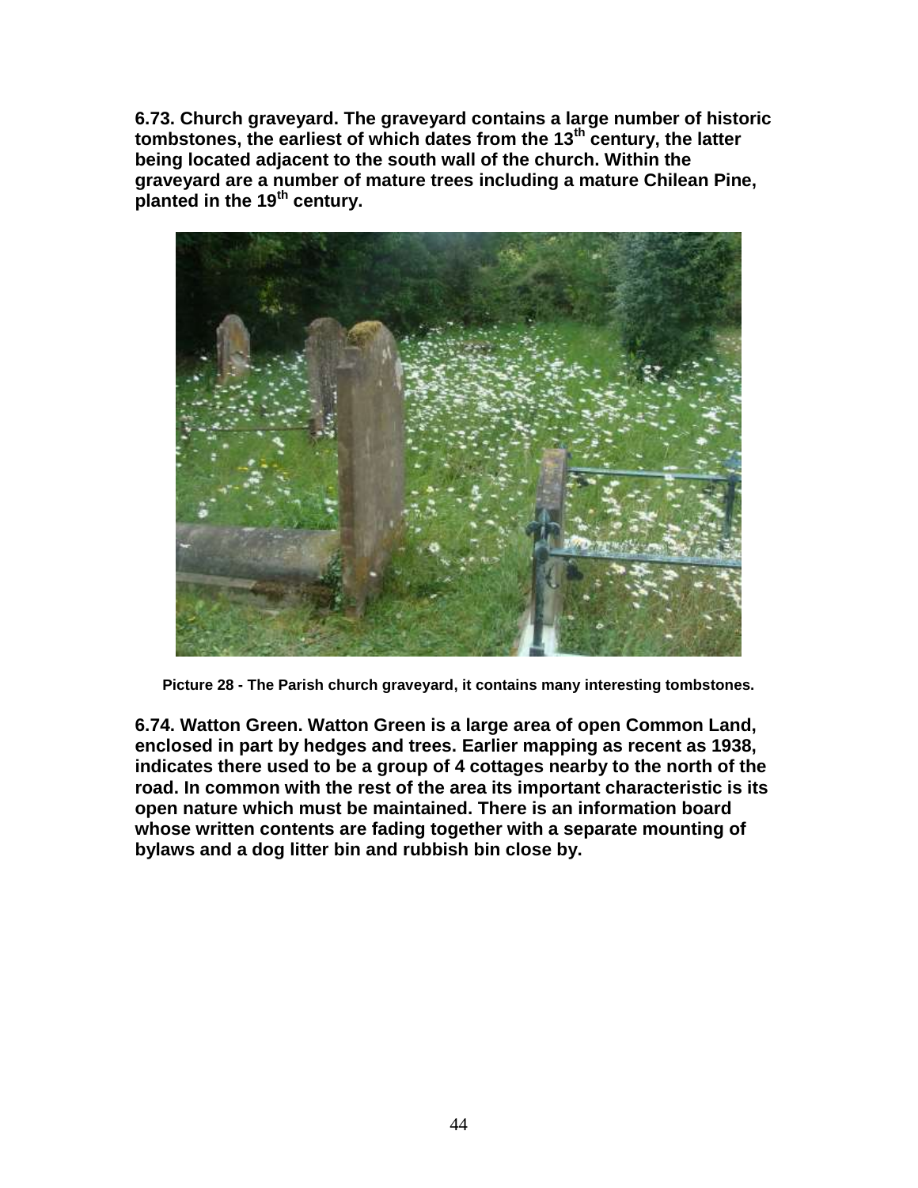**6.73. Church graveyard. The graveyard contains a large number of historic tombstones, the earliest of which dates from the 13th century, the latter being located adjacent to the south wall of the church. Within the graveyard are a number of mature trees including a mature Chilean Pine, planted in the 19th century.**

**Picture 28 - The Parish church graveyard, it contains many interesting tombstones.**

**6.74. Watton Green. Watton Green is a large area of open Common Land, enclosed in part by hedges and trees. Earlier mapping as recent as 1938, indicates there used to be a group of 4 cottages nearby to the north of the road. In common with the rest of the area its important characteristic is its open nature which must be maintained. There is an information board whose written contents are fading together with a separate mounting of bylaws and a dog litter bin and rubbish bin close by.**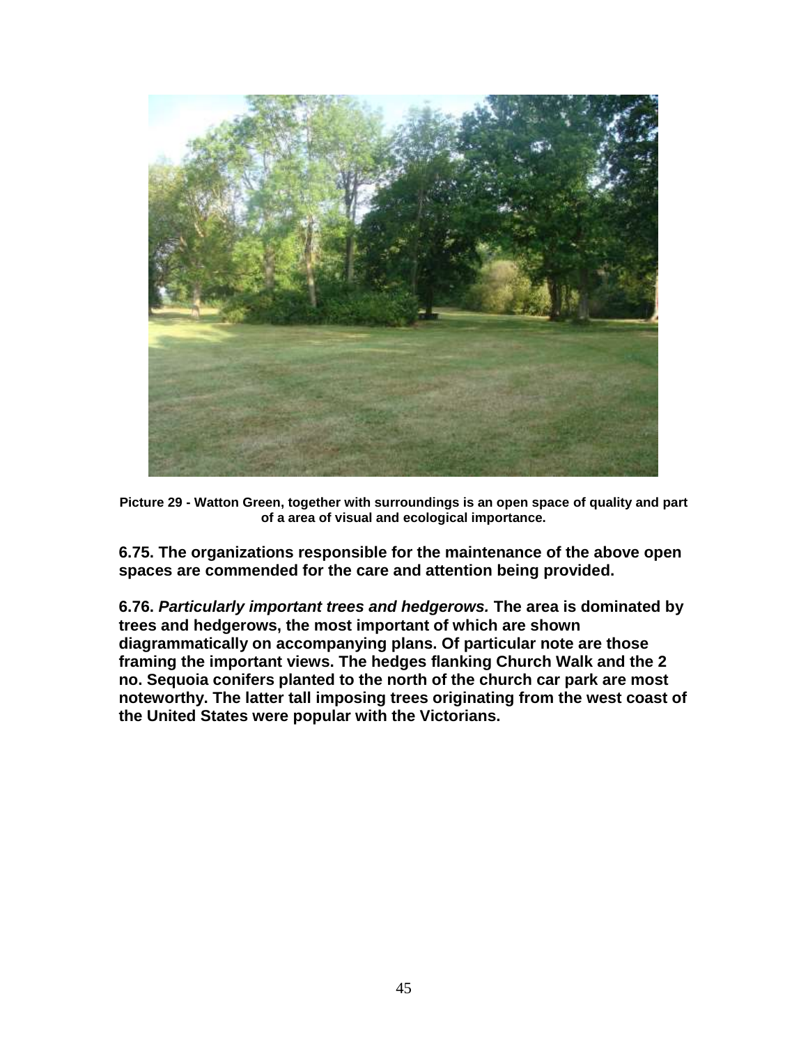**Picture 29 - Watton Green, together with surroundings is an open space of quality and part of a area of visual and ecological importance.**

**6.75. The organizations responsible for the maintenance of the above open spaces are commended for the care and attention being provided.**

**6.76. *Particularly important trees and hedgerows.* The area is dominated by trees and hedgerows, the most important of which are shown diagrammatically on accompanying plans. Of particular note are those framing the important views. The hedges flanking Church Walk and the 2 no. Sequoia conifers planted to the north of the church car park are most noteworthy. The latter tall imposing trees originating from the west coast of the United States were popular with the Victorians.**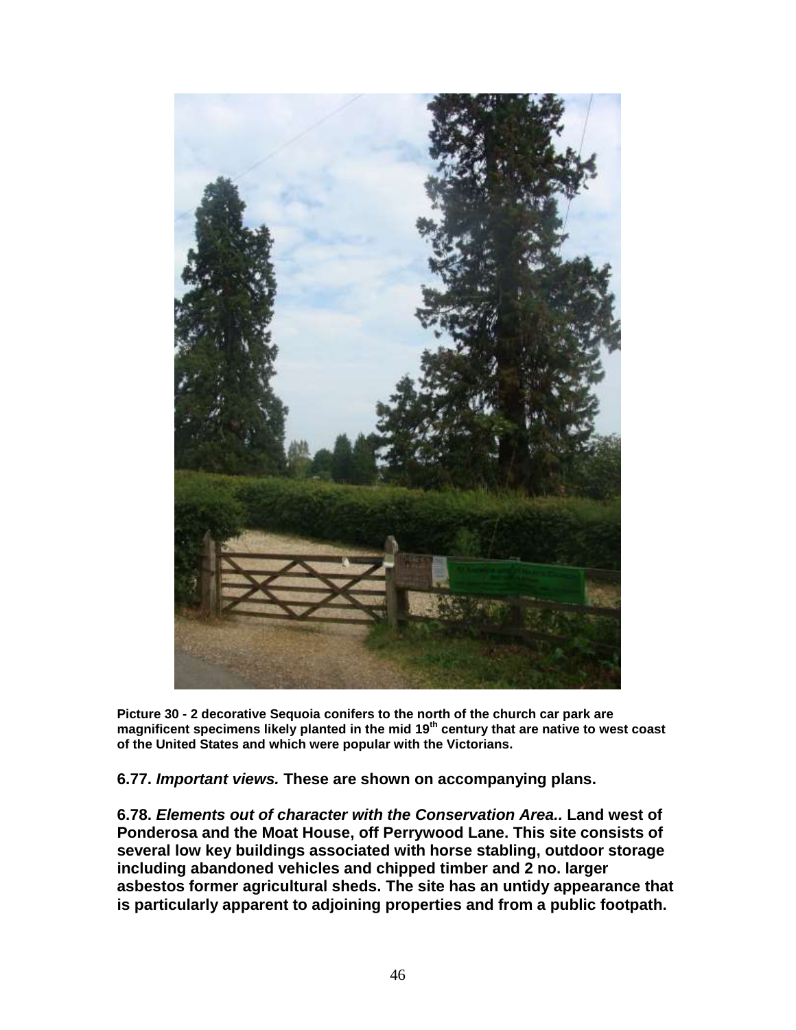**Picture 30 - 2 decorative Sequoia conifers to the north of the church car park are magnificent specimens likely planted in the mid 19th century that are native to west coast of the United States and which were popular with the Victorians.**

**6.77. *Important views.* These are shown on accompanying plans.**

**6.78. *Elements out of character with the Conservation Area..* Land west of Ponderosa and the Moat House, off Perrywood Lane. This site consists of several low key buildings associated with horse stabling, outdoor storage including abandoned vehicles and chipped timber and 2 no. larger asbestos former agricultural sheds. The site has an untidy appearance that is particularly apparent to adjoining properties and from a public footpath.**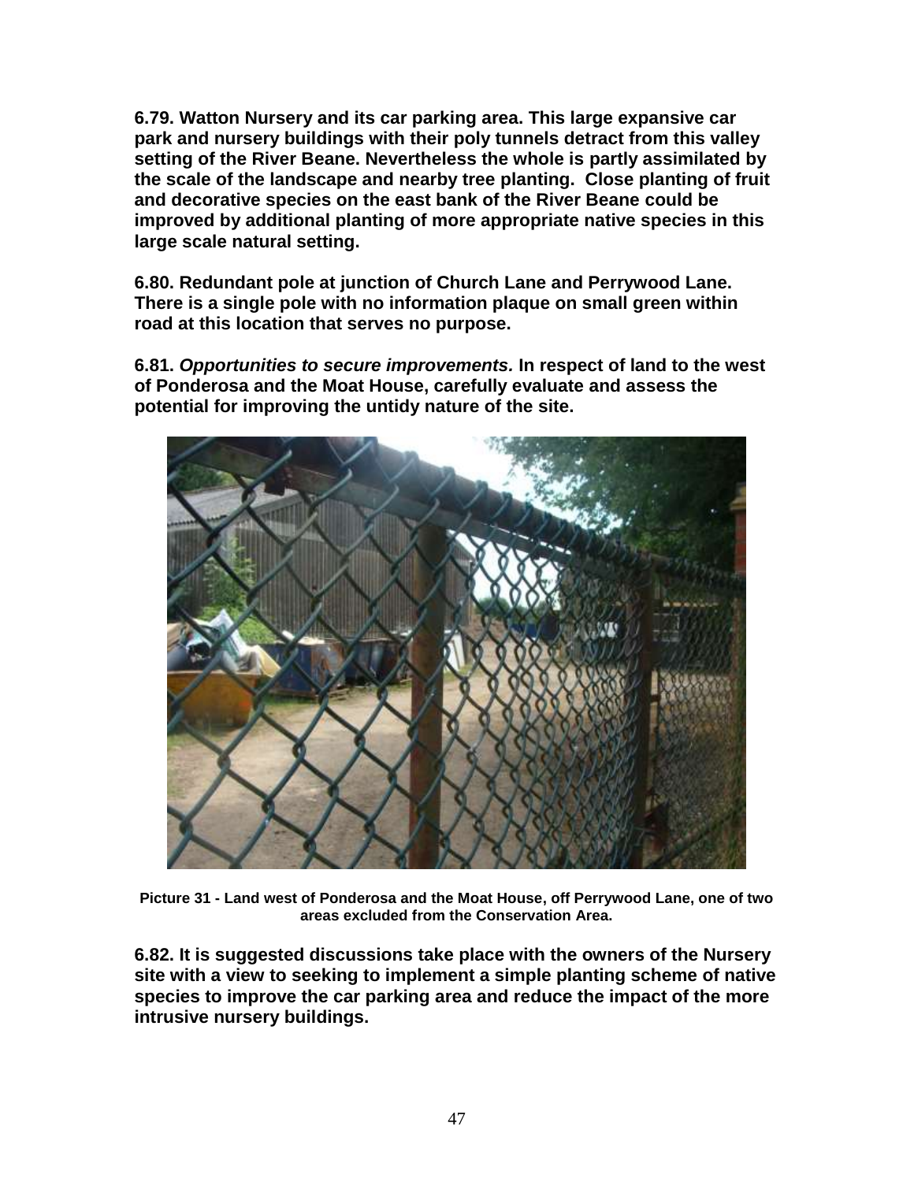**6.79. Watton Nursery and its car parking area. This large expansive car park and nursery buildings with their poly tunnels detract from this valley setting of the River Beane. Nevertheless the whole is partly assimilated by the scale of the landscape and nearby tree planting. Close planting of fruit and decorative species on the east bank of the River Beane could be improved by additional planting of more appropriate native species in this large scale natural setting.**

**6.80. Redundant pole at junction of Church Lane and Perrywood Lane. There is a single pole with no information plaque on small green within road at this location that serves no purpose.**

**6.81. *Opportunities to secure improvements.* In respect of land to the west of Ponderosa and the Moat House, carefully evaluate and assess the potential for improving the untidy nature of the site.**

**Picture 31 - Land west of Ponderosa and the Moat House, off Perrywood Lane, one of two areas excluded from the Conservation Area.**

**6.82. It is suggested discussions take place with the owners of the Nursery site with a view to seeking to implement a simple planting scheme of native species to improve the car parking area and reduce the impact of the more intrusive nursery buildings.**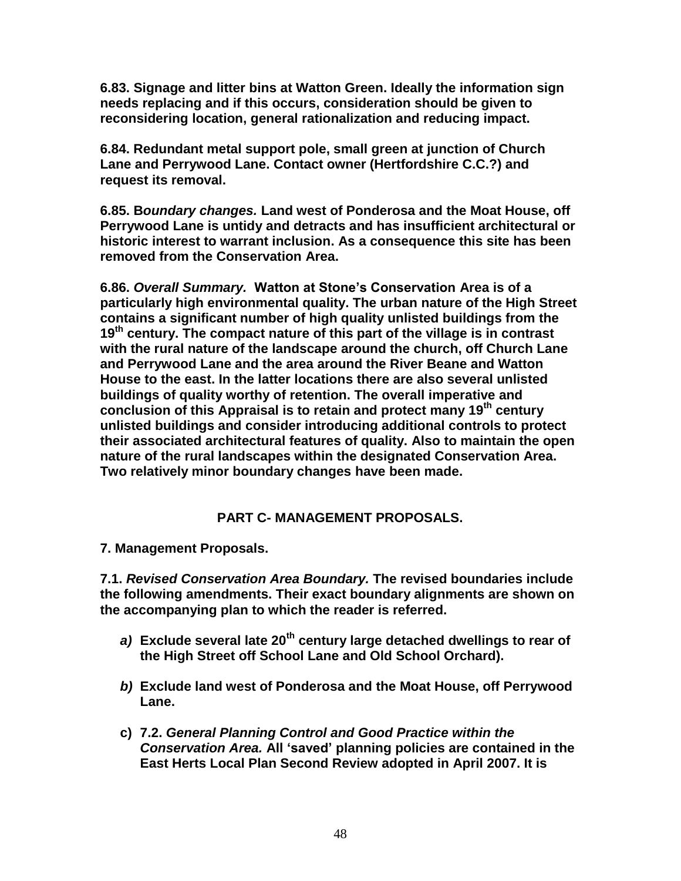**6.83. Signage and litter bins at Watton Green. Ideally the information sign needs replacing and if this occurs, consideration should be given to reconsidering location, general rationalization and reducing impact.**

**6.84. Redundant metal support pole, small green at junction of Church Lane and Perrywood Lane. Contact owner (Hertfordshire C.C.?) and request its removal.**

**6.85. B*oundary changes.* Land west of Ponderosa and the Moat House, off Perrywood Lane is untidy and detracts and has insufficient architectural or historic interest to warrant inclusion. As a consequence this site has been removed from the Conservation Area.**

**6.86. *Overall Summary.* Watton at Stone's Conservation Area is of a particularly high environmental quality. The urban nature of the High Street contains a significant number of high quality unlisted buildings from the 19th century. The compact nature of this part of the village is in contrast with the rural nature of the landscape around the church, off Church Lane and Perrywood Lane and the area around the River Beane and Watton House to the east. In the latter locations there are also several unlisted buildings of quality worthy of retention. The overall imperative and conclusion of this Appraisal is to retain and protect many 19th century unlisted buildings and consider introducing additional controls to protect their associated architectural features of quality. Also to maintain the open nature of the rural landscapes within the designated Conservation Area. Two relatively minor boundary changes have been made.**

## PART C- MANAGEMENT PROPOSALS.

**7. Management Proposals.**

**7.1. *Revised Conservation Area Boundary.* The revised boundaries include the following amendments. Their exact boundary alignments are shown on the accompanying plan to which the reader is referred.**

- ***a)*** **Exclude several late 20th century large detached dwellings to rear of the High Street off School Lane and Old School Orchard).**
- ***b)*** **Exclude land west of Ponderosa and the Moat House, off Perrywood Lane.**
- **c) 7.2. *General Planning Control and Good Practice within the Conservation Area.* All 'saved' planning policies are contained in the East Herts Local Plan Second Review adopted in April 2007. It is**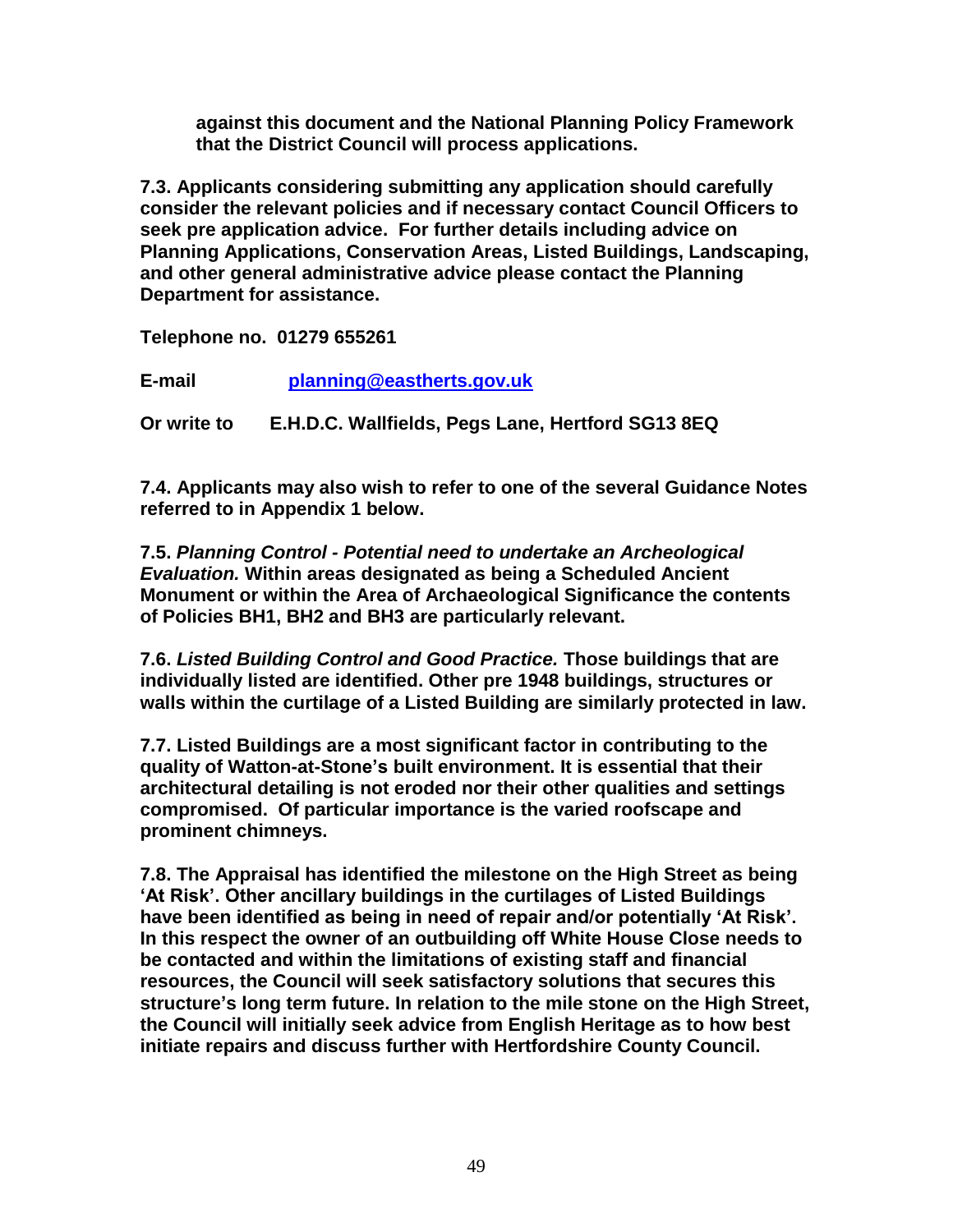**against this document and the National Planning Policy Framework that the District Council will process applications.**

**7.3. Applicants considering submitting any application should carefully consider the relevant policies and if necessary contact Council Officers to seek pre application advice. For further details including advice on Planning Applications, Conservation Areas, Listed Buildings, Landscaping, and other general administrative advice please contact the Planning Department for assistance.**

**Telephone no. 01279 655261**

**E-mail [planning@eastherts.gov.uk](mailto:planning@eastherts.gov.uk)**

**Or write to E.H.D.C. Wallfields, Pegs Lane, Hertford SG13 8EQ**

**7.4. Applicants may also wish to refer to one of the several Guidance Notes referred to in Appendix 1 below.**

**7.5. *Planning Control - Potential need to undertake an Archeological Evaluation.* Within areas designated as being a Scheduled Ancient Monument or within the Area of Archaeological Significance the contents of Policies BH1, BH2 and BH3 are particularly relevant.**

**7.6. *Listed Building Control and Good Practice.* Those buildings that are individually listed are identified. Other pre 1948 buildings, structures or walls within the curtilage of a Listed Building are similarly protected in law.**

**7.7. Listed Buildings are a most significant factor in contributing to the quality of Watton-at-Stone's built environment. It is essential that their architectural detailing is not eroded nor their other qualities and settings compromised. Of particular importance is the varied roofscape and prominent chimneys.**

**7.8. The Appraisal has identified the milestone on the High Street as being 'At Risk'. Other ancillary buildings in the curtilages of Listed Buildings have been identified as being in need of repair and/or potentially 'At Risk'. In this respect the owner of an outbuilding off White House Close needs to be contacted and within the limitations of existing staff and financial resources, the Council will seek satisfactory solutions that secures this structure's long term future. In relation to the mile stone on the High Street, the Council will initially seek advice from English Heritage as to how best initiate repairs and discuss further with Hertfordshire County Council.**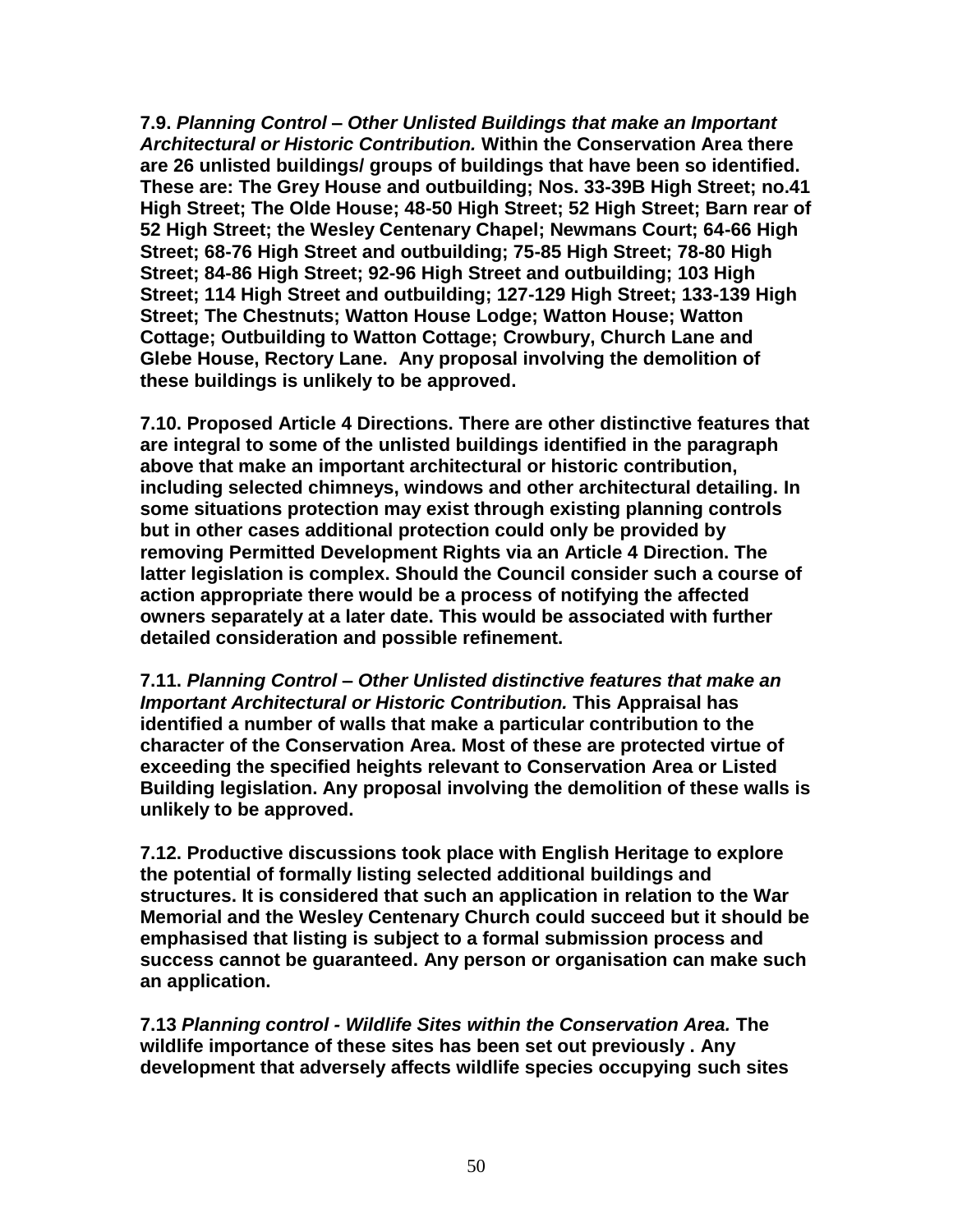**7.9. *Planning Control – Other Unlisted Buildings that make an Important Architectural or Historic Contribution.* Within the Conservation Area there are 26 unlisted buildings/ groups of buildings that have been so identified. These are: The Grey House and outbuilding; Nos. 33-39B High Street; no.41 High Street; The Olde House; 48-50 High Street; 52 High Street; Barn rear of 52 High Street; the Wesley Centenary Chapel; Newmans Court; 64-66 High Street; 68-76 High Street and outbuilding; 75-85 High Street; 78-80 High Street; 84-86 High Street; 92-96 High Street and outbuilding; 103 High Street; 114 High Street and outbuilding; 127-129 High Street; 133-139 High Street; The Chestnuts; Watton House Lodge; Watton House; Watton Cottage; Outbuilding to Watton Cottage; Crowbury, Church Lane and Glebe House, Rectory Lane. Any proposal involving the demolition of these buildings is unlikely to be approved.**

**7.10. Proposed Article 4 Directions. There are other distinctive features that are integral to some of the unlisted buildings identified in the paragraph above that make an important architectural or historic contribution, including selected chimneys, windows and other architectural detailing. In some situations protection may exist through existing planning controls but in other cases additional protection could only be provided by removing Permitted Development Rights via an Article 4 Direction. The latter legislation is complex. Should the Council consider such a course of action appropriate there would be a process of notifying the affected owners separately at a later date. This would be associated with further detailed consideration and possible refinement.**

**7.11. *Planning Control – Other Unlisted distinctive features that make an Important Architectural or Historic Contribution.* This Appraisal has identified a number of walls that make a particular contribution to the character of the Conservation Area. Most of these are protected virtue of exceeding the specified heights relevant to Conservation Area or Listed Building legislation. Any proposal involving the demolition of these walls is unlikely to be approved.**

**7.12. Productive discussions took place with English Heritage to explore the potential of formally listing selected additional buildings and structures. It is considered that such an application in relation to the War Memorial and the Wesley Centenary Church could succeed but it should be emphasised that listing is subject to a formal submission process and success cannot be guaranteed. Any person or organisation can make such an application.**

**7.13 *Planning control - Wildlife Sites within the Conservation Area.* The wildlife importance of these sites has been set out previously . Any development that adversely affects wildlife species occupying such sites**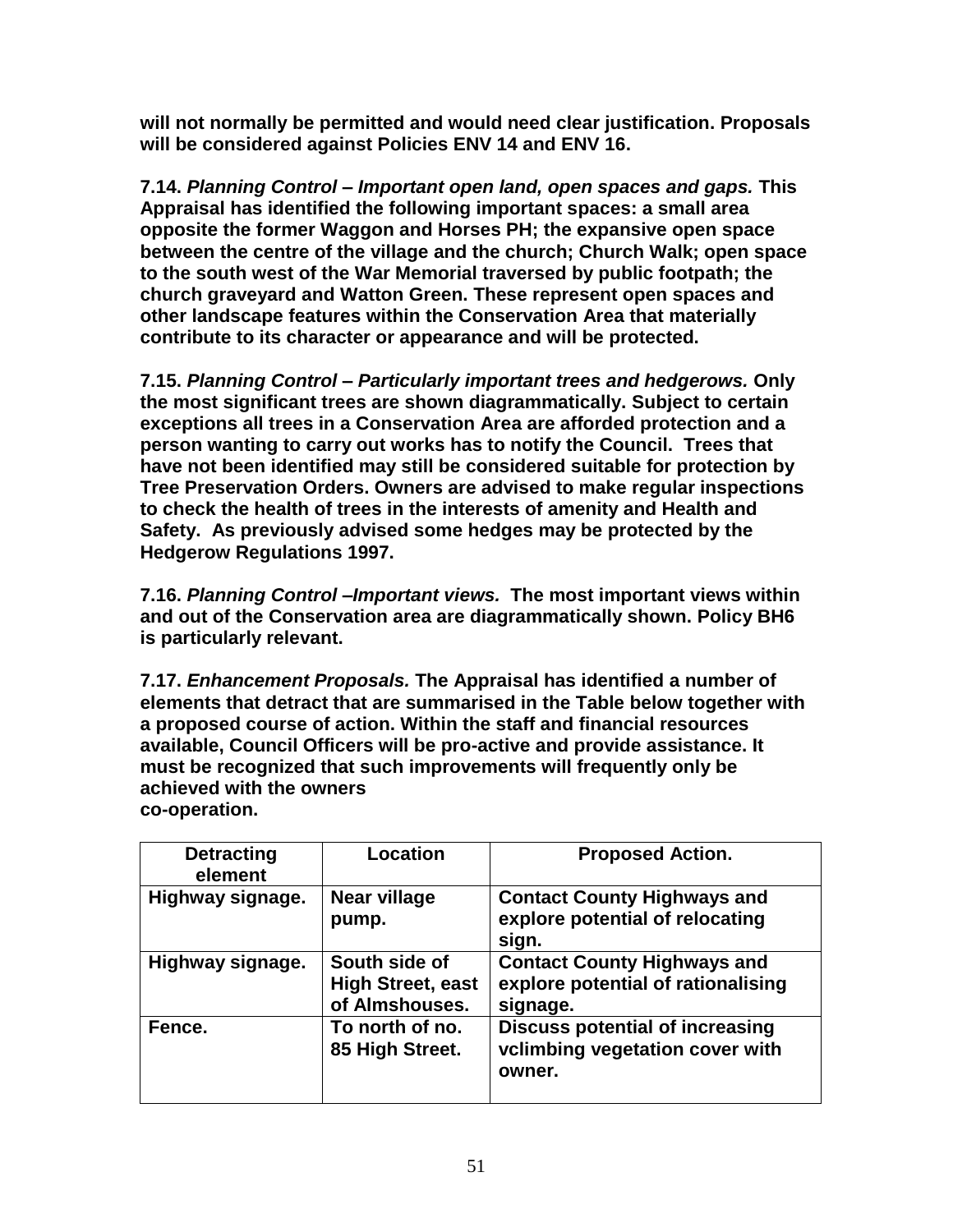**will not normally be permitted and would need clear justification. Proposals will be considered against Policies ENV 14 and ENV 16.**

**7.14. *Planning Control – Important open land, open spaces and gaps.* This Appraisal has identified the following important spaces: a small area opposite the former Waggon and Horses PH; the expansive open space between the centre of the village and the church; Church Walk; open space to the south west of the War Memorial traversed by public footpath; the church graveyard and Watton Green. These represent open spaces and other landscape features within the Conservation Area that materially contribute to its character or appearance and will be protected.**

**7.15. *Planning Control – Particularly important trees and hedgerows.* Only the most significant trees are shown diagrammatically. Subject to certain exceptions all trees in a Conservation Area are afforded protection and a person wanting to carry out works has to notify the Council. Trees that have not been identified may still be considered suitable for protection by Tree Preservation Orders. Owners are advised to make regular inspections to check the health of trees in the interests of amenity and Health and Safety. As previously advised some hedges may be protected by the Hedgerow Regulations 1997.**

**7.16. *Planning Control –Important views.* The most important views within and out of the Conservation area are diagrammatically shown. Policy BH6 is particularly relevant.**

**7.17. *Enhancement Proposals.* The Appraisal has identified a number of elements that detract that are summarised in the Table below together with a proposed course of action. Within the staff and financial resources available, Council Officers will be pro-active and provide assistance. It must be recognized that such improvements will frequently only be achieved with the owners co-operation.**

| Detracting element | Location | Proposed Action. |
|---|---|---|
| **Highway signage.** | **Near village pump.** | **Contact County Highways and explore potential of relocating sign.** |
| **Highway signage.** | **South side of High Street, east of Almshouses.** | **Contact County Highways and explore potential of rationalising signage.** |
| **Fence.** | **To north of no. 85 High Street.** | **Discuss potential of increasing vclimbing vegetation cover with owner.** |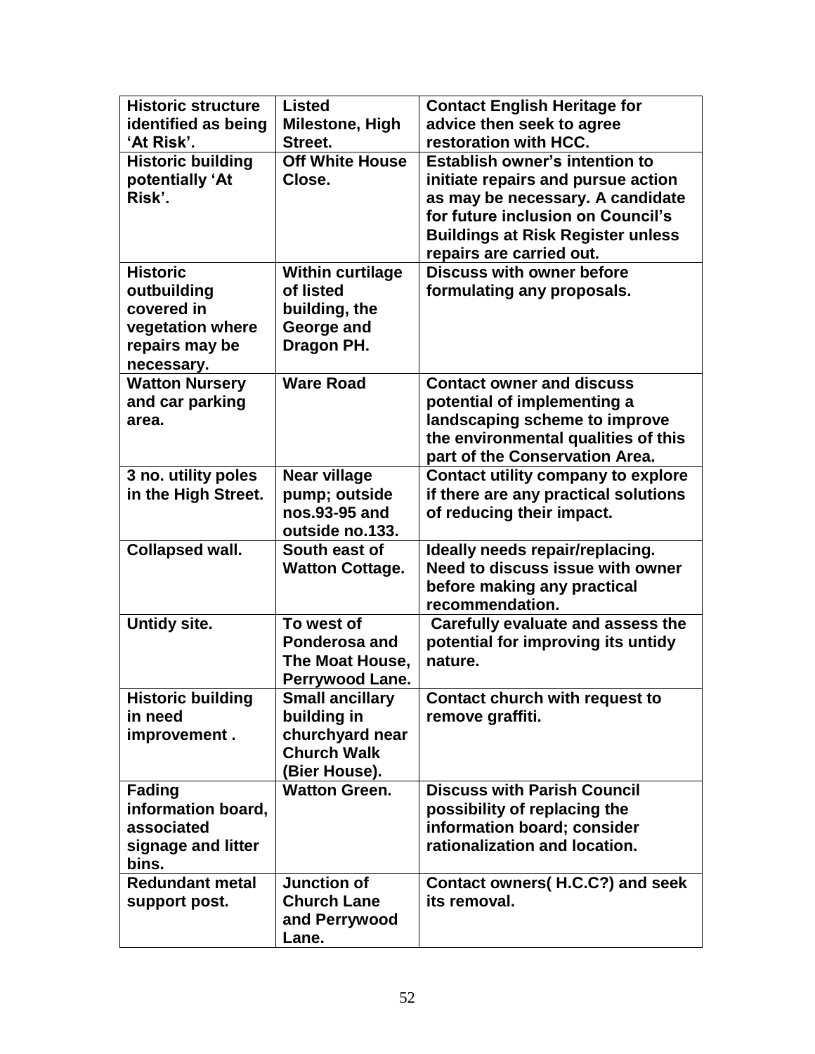| **Historic structure identified as being 'At Risk'.** | **Listed Milestone, High Street.** | **Contact English Heritage for advice then seek to agree restoration with HCC.** |
|---|---|---|
| **Historic building potentially 'At Risk'.** | **Off White House Close.** | **Establish owner's intention to initiate repairs and pursue action as may be necessary. A candidate for future inclusion on Council's Buildings at Risk Register unless repairs are carried out.** |
| **Historic outbuilding covered in vegetation where repairs may be necessary.** | **Within curtilage of listed building, the George and Dragon PH.** | **Discuss with owner before formulating any proposals.** |
| **Watton Nursery and car parking area.** | **Ware Road** | **Contact owner and discuss potential of implementing a landscaping scheme to improve the environmental qualities of this part of the Conservation Area.** |
| **3 no. utility poles in the High Street.** | **Near village pump; outside nos.93-95 and outside no.133.** | **Contact utility company to explore if there are any practical solutions of reducing their impact.** |
| **Collapsed wall.** | **South east of Watton Cottage.** | **Ideally needs repair/replacing. Need to discuss issue with owner before making any practical recommendation.** |
| **Untidy site.** | **To west of Ponderosa and The Moat House, Perrywood Lane.** | **Carefully evaluate and assess the potential for improving its untidy nature.** |
| **Historic building in need improvement .** | **Small ancillary building in churchyard near Church Walk (Bier House).** | **Contact church with request to remove graffiti.** |
| **Fading information board, associated signage and litter bins.** | **Watton Green.** | **Discuss with Parish Council possibility of replacing the information board; consider rationalization and location.** |
| **Redundant metal support post.** | **Junction of Church Lane and Perrywood Lane.** | **Contact owners( H.C.C?) and seek its removal.** |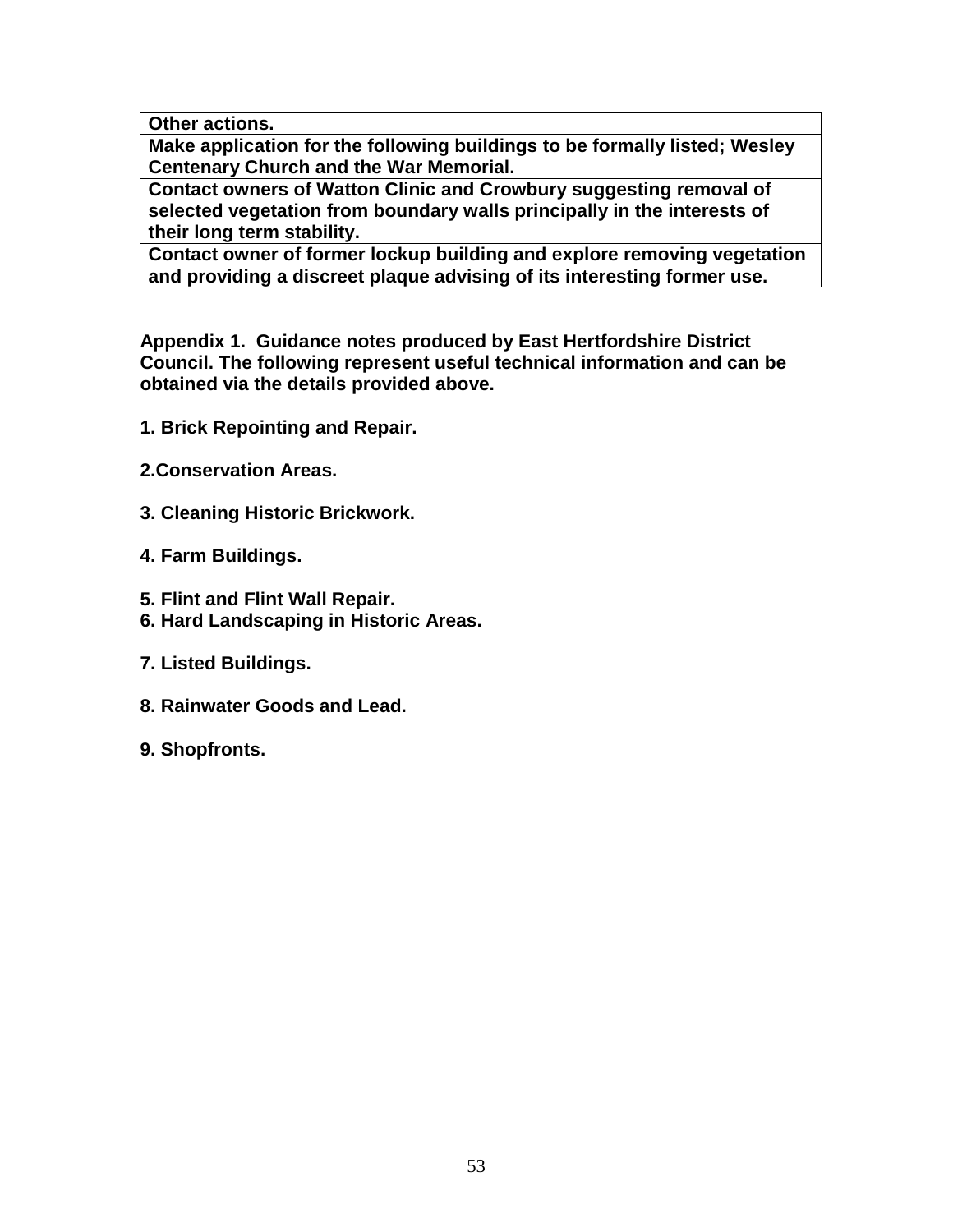| Other actions. |
| --- |
| Make application for the following buildings to be formally listed; Wesley Centenary Church and the War Memorial. |
| Contact owners of Watton Clinic and Crowbury suggesting removal of selected vegetation from boundary walls principally in the interests of their long term stability. |
| Contact owner of former lockup building and explore removing vegetation and providing a discreet plaque advising of its interesting former use. |

**Appendix 1. Guidance notes produced by East Hertfordshire District Council. The following represent useful technical information and can be obtained via the details provided above.**

**1. Brick Repointing and Repair.**

**2.Conservation Areas.**

**3. Cleaning Historic Brickwork.**

**4. Farm Buildings.**

**5. Flint and Flint Wall Repair.**
**6. Hard Landscaping in Historic Areas.**

**7. Listed Buildings.**

**8. Rainwater Goods and Lead.**

**9. Shopfronts.**